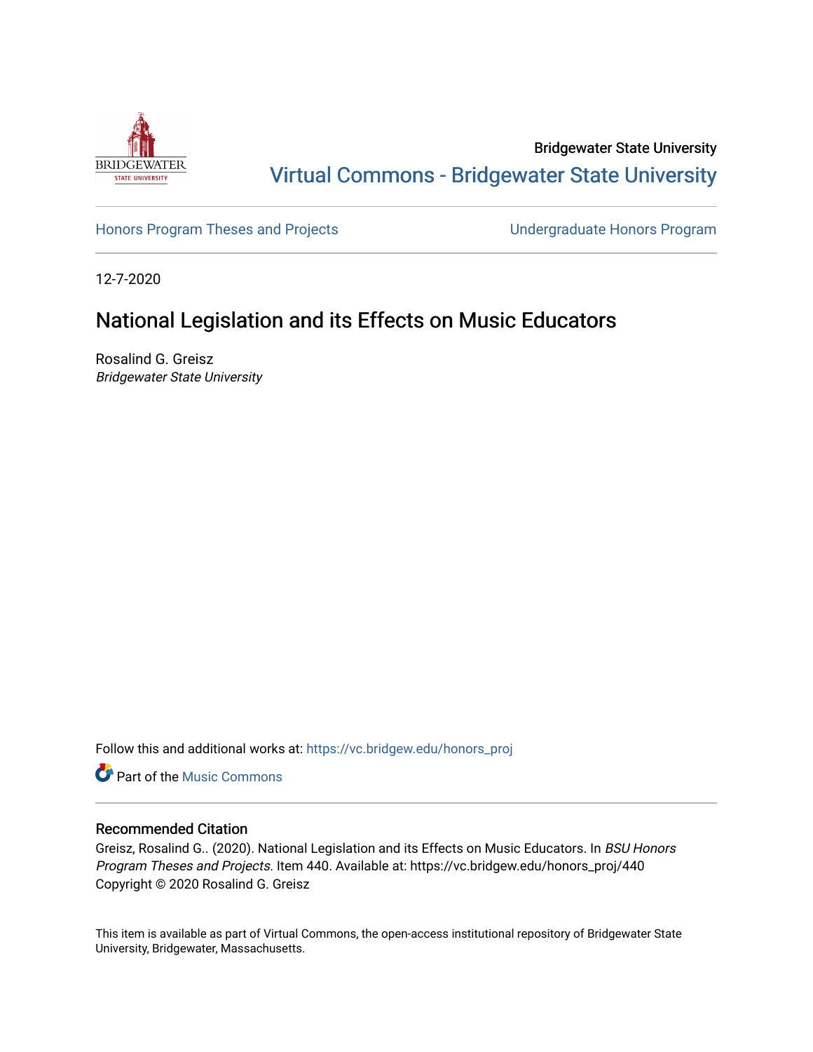Bridgewater State University

Virtual Commons - Bridgewater State University

Honors Program Theses and Projects

Undergraduate Honors Program

12-7-2020

# National Legislation and its Effects on Music Educators

Rosalind G. Greisz

*Bridgewater State University*

Follow this and additional works at: https://vc.bridgew.edu/honors_proj

Part of the Music Commons

## Recommended Citation

Greisz, Rosalind G.. (2020). National Legislation and its Effects on Music Educators. In *BSU Honors Program Theses and Projects.* Item 440. Available at: https://vc.bridgew.edu/honors_proj/440

Copyright © 2020 Rosalind G. Greisz

This item is available as part of Virtual Commons, the open-access institutional repository of Bridgewater State University, Bridgewater, Massachusetts.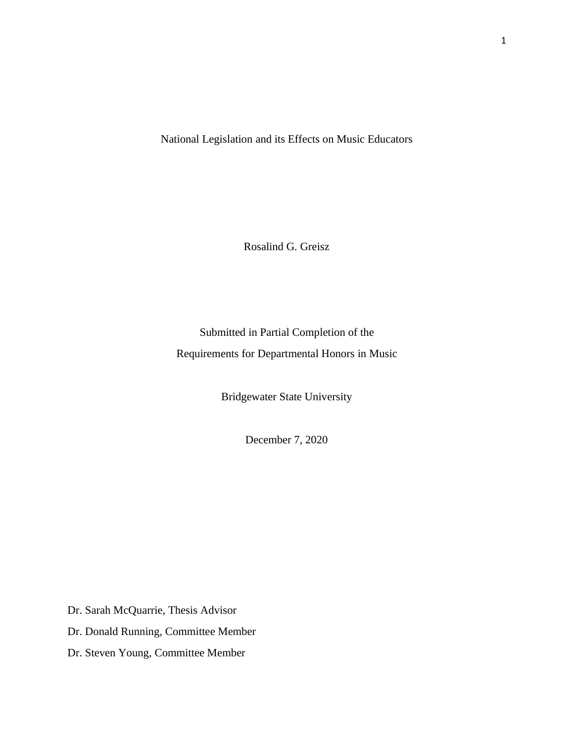# National Legislation and its Effects on Music Educators

Rosalind G. Greisz

Submitted in Partial Completion of the
Requirements for Departmental Honors in Music

Bridgewater State University

December 7, 2020

Dr. Sarah McQuarrie, Thesis Advisor

Dr. Donald Running, Committee Member

Dr. Steven Young, Committee Member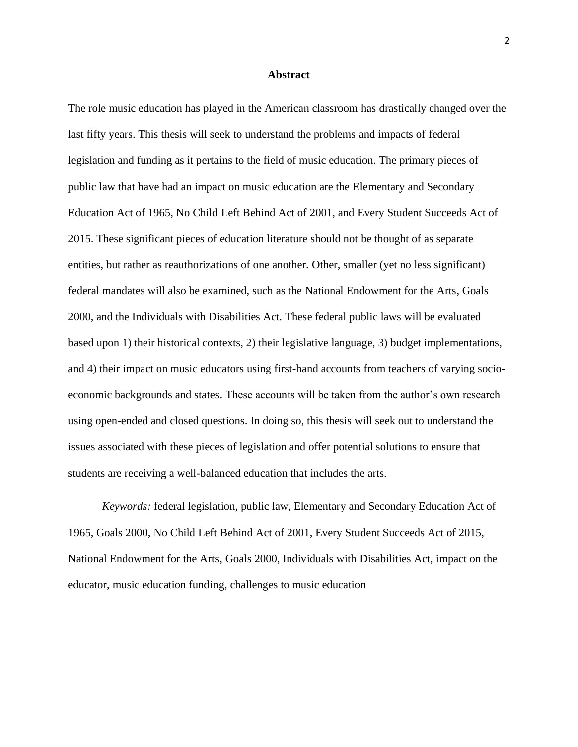# Abstract

The role music education has played in the American classroom has drastically changed over the last fifty years. This thesis will seek to understand the problems and impacts of federal legislation and funding as it pertains to the field of music education. The primary pieces of public law that have had an impact on music education are the Elementary and Secondary Education Act of 1965, No Child Left Behind Act of 2001, and Every Student Succeeds Act of 2015. These significant pieces of education literature should not be thought of as separate entities, but rather as reauthorizations of one another. Other, smaller (yet no less significant) federal mandates will also be examined, such as the National Endowment for the Arts, Goals 2000, and the Individuals with Disabilities Act. These federal public laws will be evaluated based upon 1) their historical contexts, 2) their legislative language, 3) budget implementations, and 4) their impact on music educators using first-hand accounts from teachers of varying socio-economic backgrounds and states. These accounts will be taken from the author's own research using open-ended and closed questions. In doing so, this thesis will seek out to understand the issues associated with these pieces of legislation and offer potential solutions to ensure that students are receiving a well-balanced education that includes the arts.

*Keywords:* federal legislation, public law, Elementary and Secondary Education Act of 1965, Goals 2000, No Child Left Behind Act of 2001, Every Student Succeeds Act of 2015, National Endowment for the Arts, Goals 2000, Individuals with Disabilities Act, impact on the educator, music education funding, challenges to music education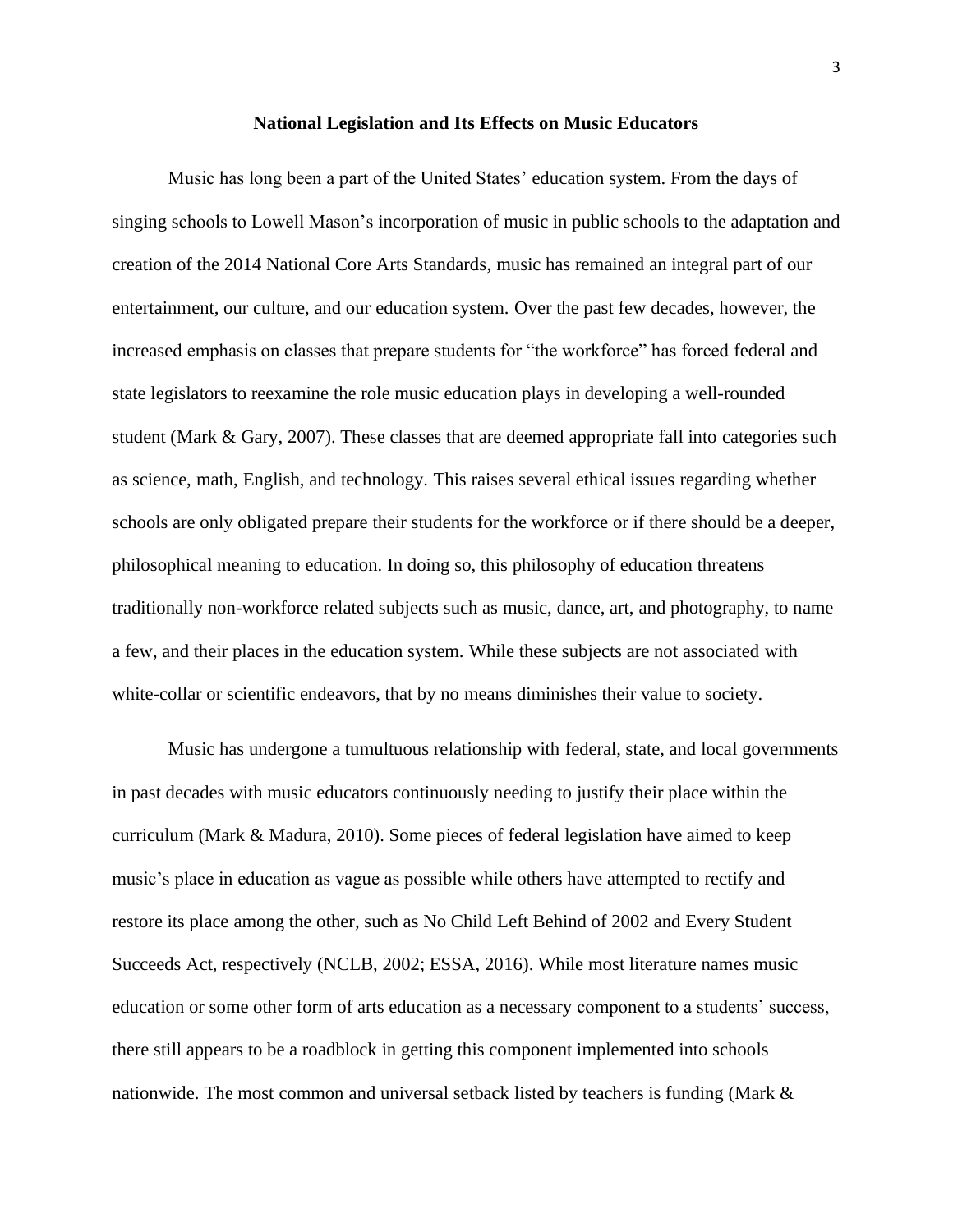# National Legislation and Its Effects on Music Educators

Music has long been a part of the United States' education system. From the days of singing schools to Lowell Mason's incorporation of music in public schools to the adaptation and creation of the 2014 National Core Arts Standards, music has remained an integral part of our entertainment, our culture, and our education system. Over the past few decades, however, the increased emphasis on classes that prepare students for "the workforce" has forced federal and state legislators to reexamine the role music education plays in developing a well-rounded student (Mark & Gary, 2007). These classes that are deemed appropriate fall into categories such as science, math, English, and technology. This raises several ethical issues regarding whether schools are only obligated prepare their students for the workforce or if there should be a deeper, philosophical meaning to education. In doing so, this philosophy of education threatens traditionally non-workforce related subjects such as music, dance, art, and photography, to name a few, and their places in the education system. While these subjects are not associated with white-collar or scientific endeavors, that by no means diminishes their value to society.

Music has undergone a tumultuous relationship with federal, state, and local governments in past decades with music educators continuously needing to justify their place within the curriculum (Mark & Madura, 2010). Some pieces of federal legislation have aimed to keep music's place in education as vague as possible while others have attempted to rectify and restore its place among the other, such as No Child Left Behind of 2002 and Every Student Succeeds Act, respectively (NCLB, 2002; ESSA, 2016). While most literature names music education or some other form of arts education as a necessary component to a students' success, there still appears to be a roadblock in getting this component implemented into schools nationwide. The most common and universal setback listed by teachers is funding (Mark &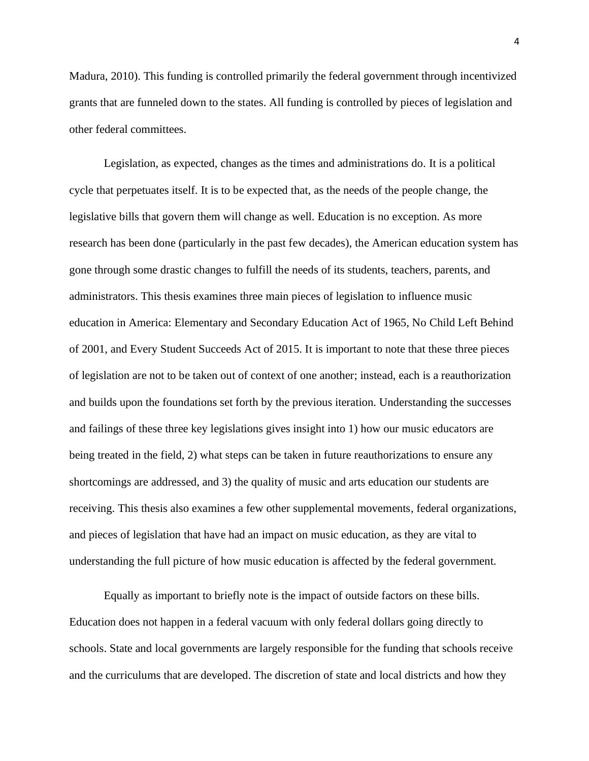Madura, 2010). This funding is controlled primarily the federal government through incentivized grants that are funneled down to the states. All funding is controlled by pieces of legislation and other federal committees.

Legislation, as expected, changes as the times and administrations do. It is a political cycle that perpetuates itself. It is to be expected that, as the needs of the people change, the legislative bills that govern them will change as well. Education is no exception. As more research has been done (particularly in the past few decades), the American education system has gone through some drastic changes to fulfill the needs of its students, teachers, parents, and administrators. This thesis examines three main pieces of legislation to influence music education in America: Elementary and Secondary Education Act of 1965, No Child Left Behind of 2001, and Every Student Succeeds Act of 2015. It is important to note that these three pieces of legislation are not to be taken out of context of one another; instead, each is a reauthorization and builds upon the foundations set forth by the previous iteration. Understanding the successes and failings of these three key legislations gives insight into 1) how our music educators are being treated in the field, 2) what steps can be taken in future reauthorizations to ensure any shortcomings are addressed, and 3) the quality of music and arts education our students are receiving. This thesis also examines a few other supplemental movements, federal organizations, and pieces of legislation that have had an impact on music education, as they are vital to understanding the full picture of how music education is affected by the federal government.

Equally as important to briefly note is the impact of outside factors on these bills. Education does not happen in a federal vacuum with only federal dollars going directly to schools. State and local governments are largely responsible for the funding that schools receive and the curriculums that are developed. The discretion of state and local districts and how they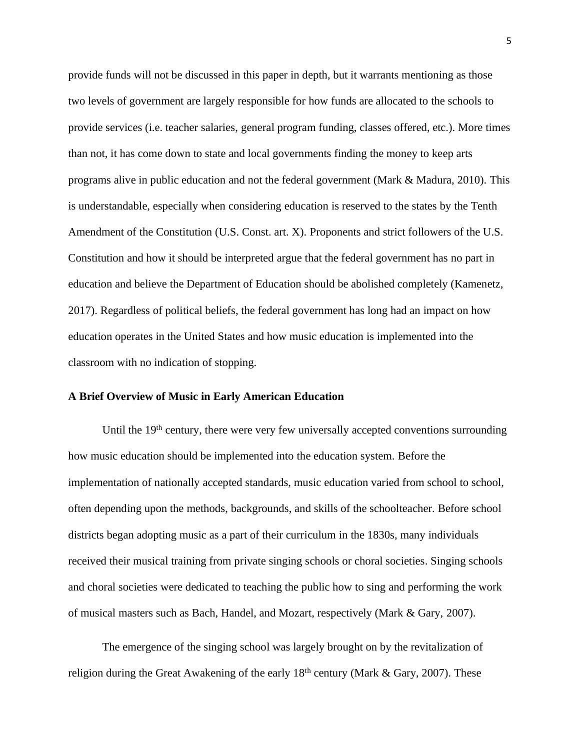provide funds will not be discussed in this paper in depth, but it warrants mentioning as those two levels of government are largely responsible for how funds are allocated to the schools to provide services (i.e. teacher salaries, general program funding, classes offered, etc.). More times than not, it has come down to state and local governments finding the money to keep arts programs alive in public education and not the federal government (Mark & Madura, 2010). This is understandable, especially when considering education is reserved to the states by the Tenth Amendment of the Constitution (U.S. Const. art. X). Proponents and strict followers of the U.S. Constitution and how it should be interpreted argue that the federal government has no part in education and believe the Department of Education should be abolished completely (Kamenetz, 2017). Regardless of political beliefs, the federal government has long had an impact on how education operates in the United States and how music education is implemented into the classroom with no indication of stopping.

**A Brief Overview of Music in Early American Education**

Until the 19th century, there were very few universally accepted conventions surrounding how music education should be implemented into the education system. Before the implementation of nationally accepted standards, music education varied from school to school, often depending upon the methods, backgrounds, and skills of the schoolteacher. Before school districts began adopting music as a part of their curriculum in the 1830s, many individuals received their musical training from private singing schools or choral societies. Singing schools and choral societies were dedicated to teaching the public how to sing and performing the work of musical masters such as Bach, Handel, and Mozart, respectively (Mark & Gary, 2007).

The emergence of the singing school was largely brought on by the revitalization of religion during the Great Awakening of the early 18th century (Mark & Gary, 2007). These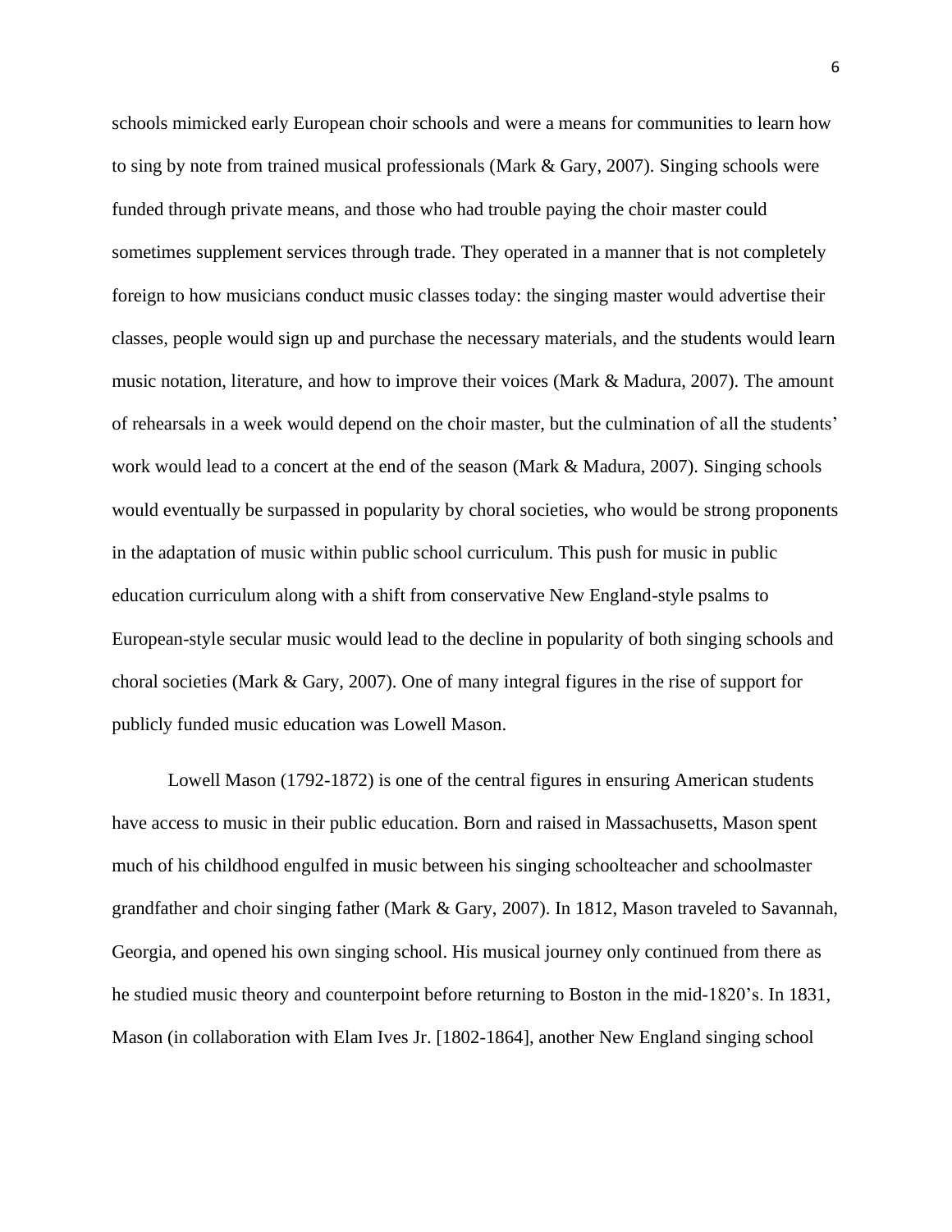schools mimicked early European choir schools and were a means for communities to learn how to sing by note from trained musical professionals (Mark & Gary, 2007). Singing schools were funded through private means, and those who had trouble paying the choir master could sometimes supplement services through trade. They operated in a manner that is not completely foreign to how musicians conduct music classes today: the singing master would advertise their classes, people would sign up and purchase the necessary materials, and the students would learn music notation, literature, and how to improve their voices (Mark & Madura, 2007). The amount of rehearsals in a week would depend on the choir master, but the culmination of all the students' work would lead to a concert at the end of the season (Mark & Madura, 2007). Singing schools would eventually be surpassed in popularity by choral societies, who would be strong proponents in the adaptation of music within public school curriculum. This push for music in public education curriculum along with a shift from conservative New England-style psalms to European-style secular music would lead to the decline in popularity of both singing schools and choral societies (Mark & Gary, 2007). One of many integral figures in the rise of support for publicly funded music education was Lowell Mason.

Lowell Mason (1792-1872) is one of the central figures in ensuring American students have access to music in their public education. Born and raised in Massachusetts, Mason spent much of his childhood engulfed in music between his singing schoolteacher and schoolmaster grandfather and choir singing father (Mark & Gary, 2007). In 1812, Mason traveled to Savannah, Georgia, and opened his own singing school. His musical journey only continued from there as he studied music theory and counterpoint before returning to Boston in the mid-1820's. In 1831, Mason (in collaboration with Elam Ives Jr. [1802-1864], another New England singing school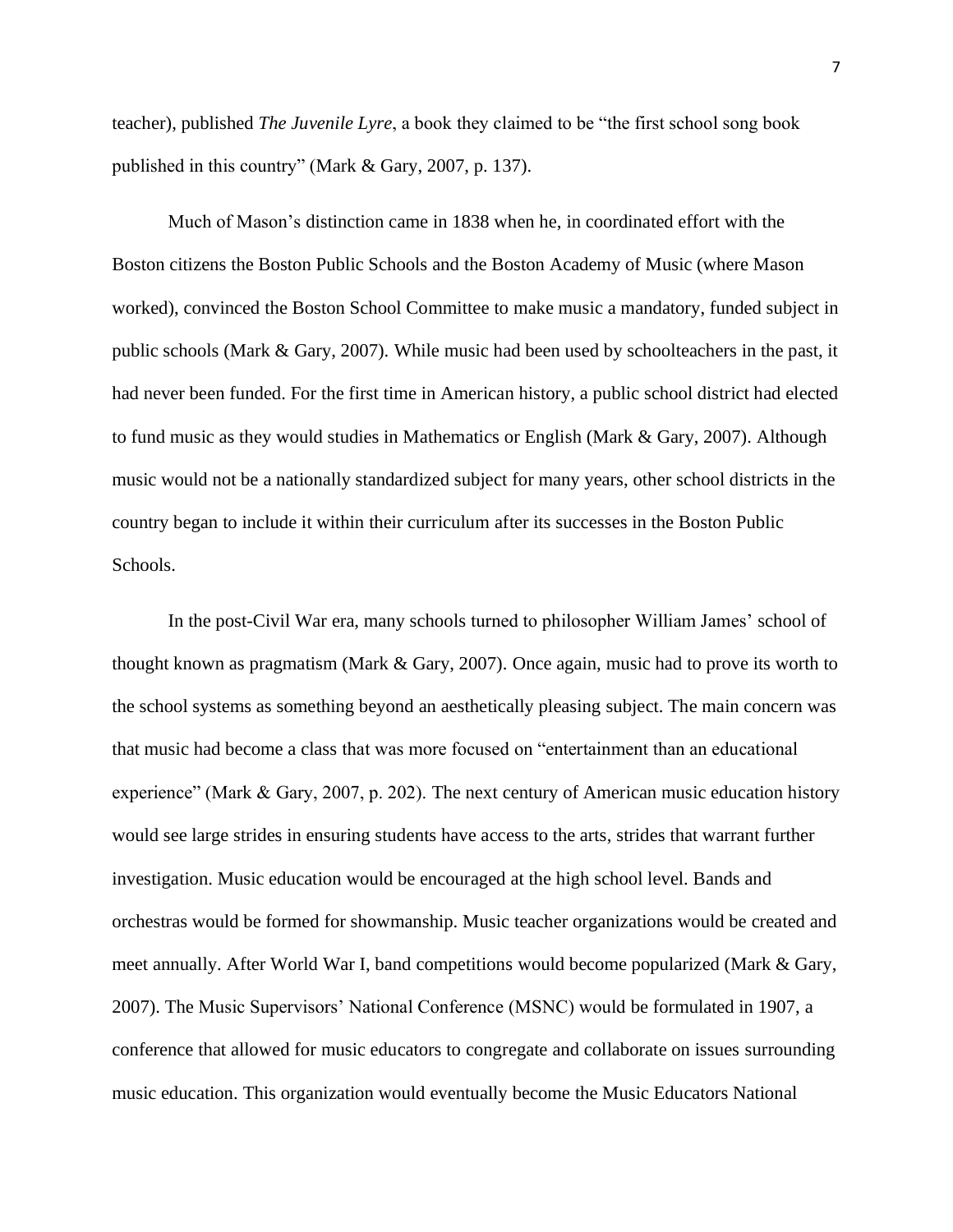teacher), published *The Juvenile Lyre*, a book they claimed to be "the first school song book published in this country" (Mark & Gary, 2007, p. 137).

Much of Mason's distinction came in 1838 when he, in coordinated effort with the Boston citizens the Boston Public Schools and the Boston Academy of Music (where Mason worked), convinced the Boston School Committee to make music a mandatory, funded subject in public schools (Mark & Gary, 2007). While music had been used by schoolteachers in the past, it had never been funded. For the first time in American history, a public school district had elected to fund music as they would studies in Mathematics or English (Mark & Gary, 2007). Although music would not be a nationally standardized subject for many years, other school districts in the country began to include it within their curriculum after its successes in the Boston Public Schools.

In the post-Civil War era, many schools turned to philosopher William James' school of thought known as pragmatism (Mark & Gary, 2007). Once again, music had to prove its worth to the school systems as something beyond an aesthetically pleasing subject. The main concern was that music had become a class that was more focused on "entertainment than an educational experience" (Mark & Gary, 2007, p. 202). The next century of American music education history would see large strides in ensuring students have access to the arts, strides that warrant further investigation. Music education would be encouraged at the high school level. Bands and orchestras would be formed for showmanship. Music teacher organizations would be created and meet annually. After World War I, band competitions would become popularized (Mark & Gary, 2007). The Music Supervisors' National Conference (MSNC) would be formulated in 1907, a conference that allowed for music educators to congregate and collaborate on issues surrounding music education. This organization would eventually become the Music Educators National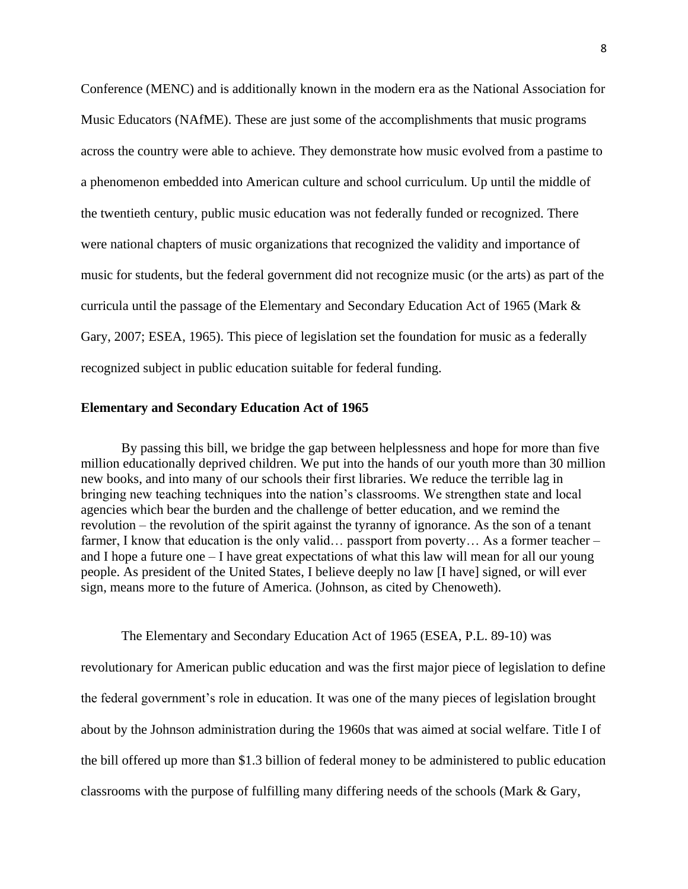Conference (MENC) and is additionally known in the modern era as the National Association for Music Educators (NAfME). These are just some of the accomplishments that music programs across the country were able to achieve. They demonstrate how music evolved from a pastime to a phenomenon embedded into American culture and school curriculum. Up until the middle of the twentieth century, public music education was not federally funded or recognized. There were national chapters of music organizations that recognized the validity and importance of music for students, but the federal government did not recognize music (or the arts) as part of the curricula until the passage of the Elementary and Secondary Education Act of 1965 (Mark & Gary, 2007; ESEA, 1965). This piece of legislation set the foundation for music as a federally recognized subject in public education suitable for federal funding.

**Elementary and Secondary Education Act of 1965**

> By passing this bill, we bridge the gap between helplessness and hope for more than five million educationally deprived children. We put into the hands of our youth more than 30 million new books, and into many of our schools their first libraries. We reduce the terrible lag in bringing new teaching techniques into the nation's classrooms. We strengthen state and local agencies which bear the burden and the challenge of better education, and we remind the revolution – the revolution of the spirit against the tyranny of ignorance. As the son of a tenant farmer, I know that education is the only valid… passport from poverty… As a former teacher – and I hope a future one – I have great expectations of what this law will mean for all our young people. As president of the United States, I believe deeply no law [I have] signed, or will ever sign, means more to the future of America. (Johnson, as cited by Chenoweth).

The Elementary and Secondary Education Act of 1965 (ESEA, P.L. 89-10) was revolutionary for American public education and was the first major piece of legislation to define the federal government's role in education. It was one of the many pieces of legislation brought about by the Johnson administration during the 1960s that was aimed at social welfare. Title I of the bill offered up more than $1.3 billion of federal money to be administered to public education classrooms with the purpose of fulfilling many differing needs of the schools (Mark & Gary,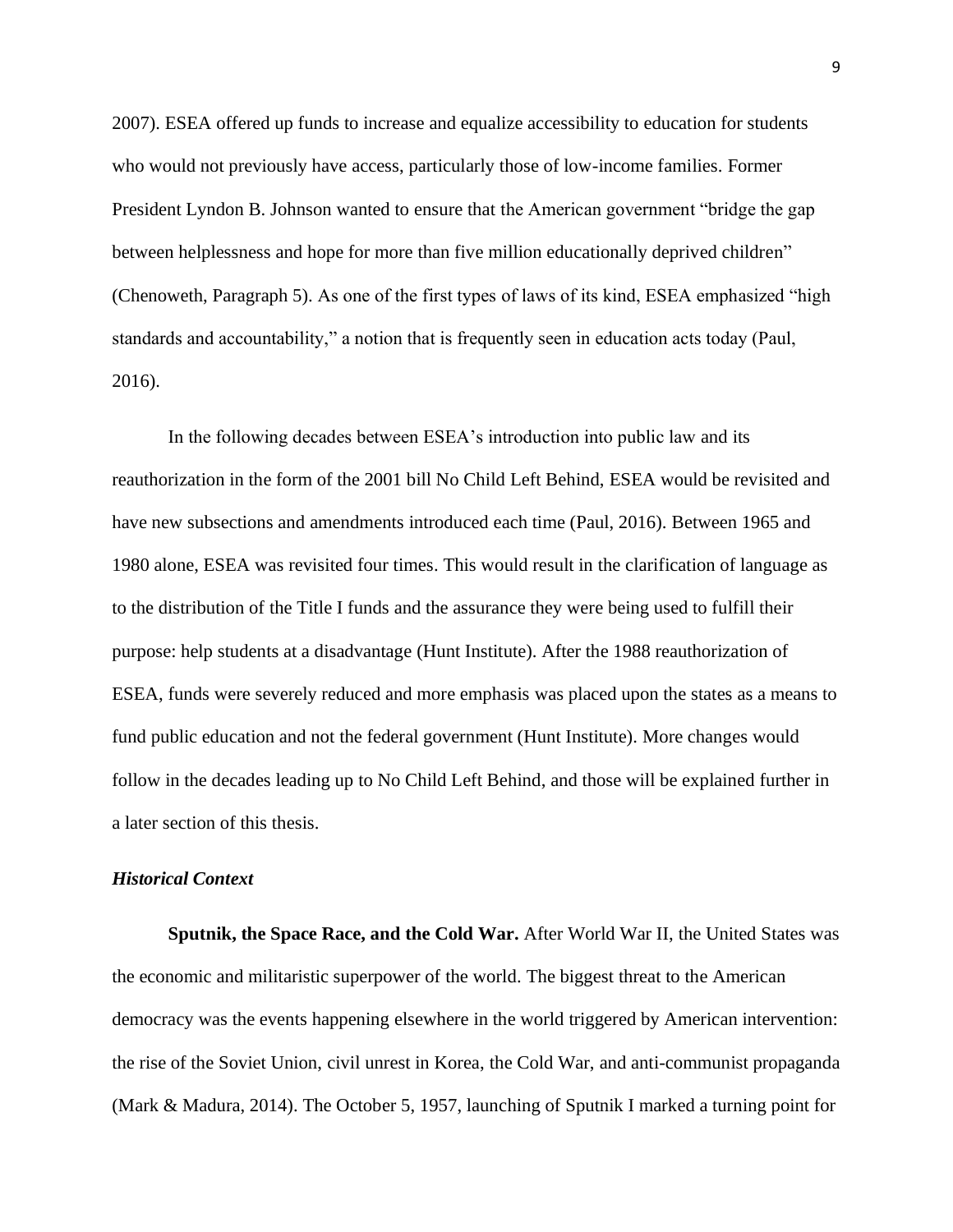2007). ESEA offered up funds to increase and equalize accessibility to education for students who would not previously have access, particularly those of low-income families. Former President Lyndon B. Johnson wanted to ensure that the American government "bridge the gap between helplessness and hope for more than five million educationally deprived children" (Chenoweth, Paragraph 5). As one of the first types of laws of its kind, ESEA emphasized "high standards and accountability," a notion that is frequently seen in education acts today (Paul, 2016).

In the following decades between ESEA's introduction into public law and its reauthorization in the form of the 2001 bill No Child Left Behind, ESEA would be revisited and have new subsections and amendments introduced each time (Paul, 2016). Between 1965 and 1980 alone, ESEA was revisited four times. This would result in the clarification of language as to the distribution of the Title I funds and the assurance they were being used to fulfill their purpose: help students at a disadvantage (Hunt Institute). After the 1988 reauthorization of ESEA, funds were severely reduced and more emphasis was placed upon the states as a means to fund public education and not the federal government (Hunt Institute). More changes would follow in the decades leading up to No Child Left Behind, and those will be explained further in a later section of this thesis.

### *Historical Context*

**Sputnik, the Space Race, and the Cold War.** After World War II, the United States was the economic and militaristic superpower of the world. The biggest threat to the American democracy was the events happening elsewhere in the world triggered by American intervention: the rise of the Soviet Union, civil unrest in Korea, the Cold War, and anti-communist propaganda (Mark & Madura, 2014). The October 5, 1957, launching of Sputnik I marked a turning point for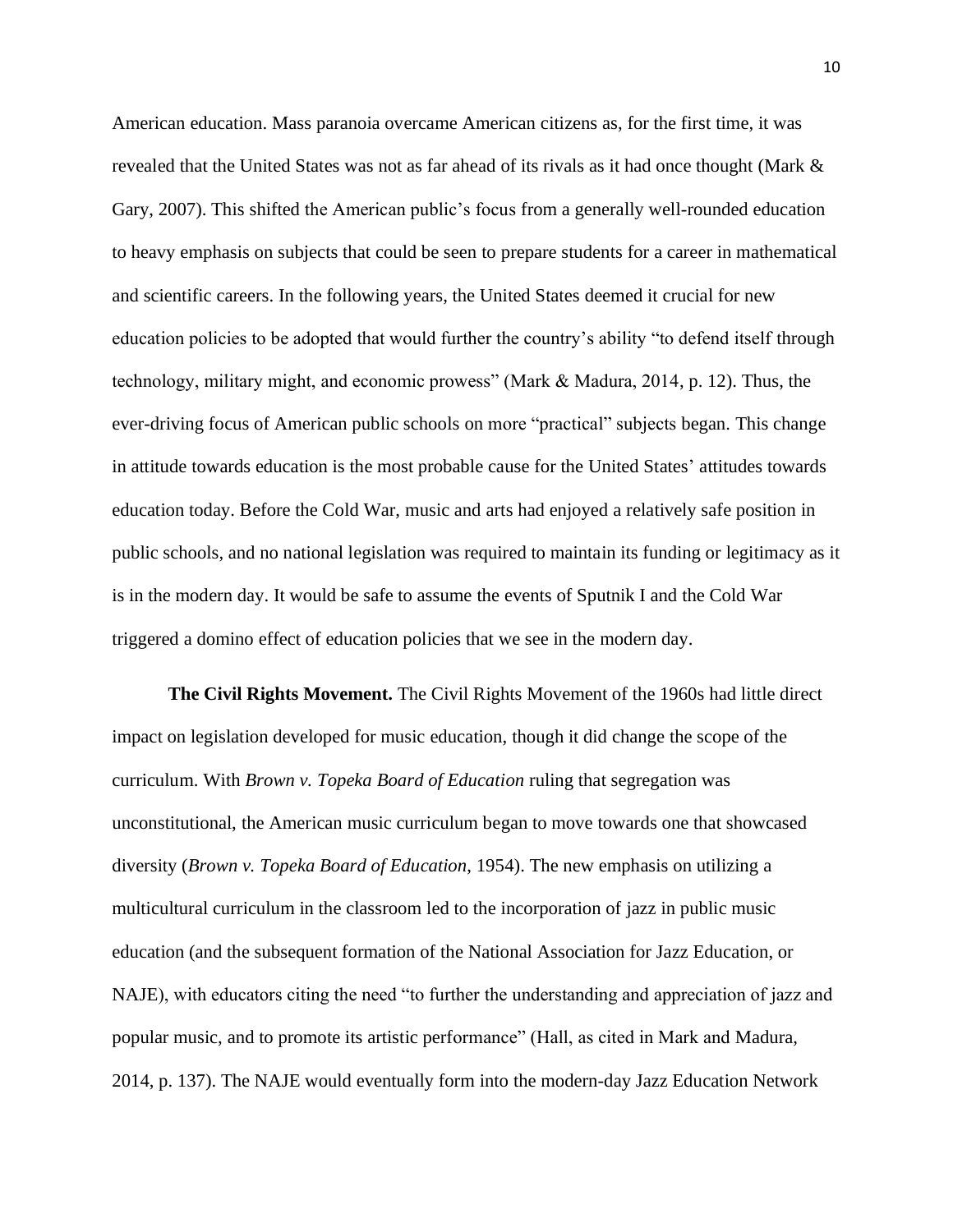American education. Mass paranoia overcame American citizens as, for the first time, it was revealed that the United States was not as far ahead of its rivals as it had once thought (Mark & Gary, 2007). This shifted the American public's focus from a generally well-rounded education to heavy emphasis on subjects that could be seen to prepare students for a career in mathematical and scientific careers. In the following years, the United States deemed it crucial for new education policies to be adopted that would further the country's ability "to defend itself through technology, military might, and economic prowess" (Mark & Madura, 2014, p. 12). Thus, the ever-driving focus of American public schools on more "practical" subjects began. This change in attitude towards education is the most probable cause for the United States' attitudes towards education today. Before the Cold War, music and arts had enjoyed a relatively safe position in public schools, and no national legislation was required to maintain its funding or legitimacy as it is in the modern day. It would be safe to assume the events of Sputnik I and the Cold War triggered a domino effect of education policies that we see in the modern day.

**The Civil Rights Movement.** The Civil Rights Movement of the 1960s had little direct impact on legislation developed for music education, though it did change the scope of the curriculum. With *Brown v. Topeka Board of Education* ruling that segregation was unconstitutional, the American music curriculum began to move towards one that showcased diversity (*Brown v. Topeka Board of Education*, 1954). The new emphasis on utilizing a multicultural curriculum in the classroom led to the incorporation of jazz in public music education (and the subsequent formation of the National Association for Jazz Education, or NAJE), with educators citing the need "to further the understanding and appreciation of jazz and popular music, and to promote its artistic performance" (Hall, as cited in Mark and Madura, 2014, p. 137). The NAJE would eventually form into the modern-day Jazz Education Network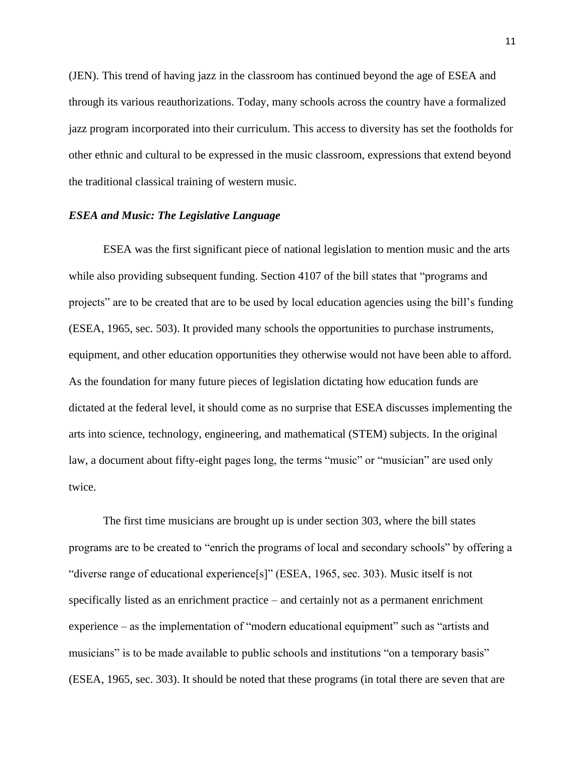(JEN). This trend of having jazz in the classroom has continued beyond the age of ESEA and through its various reauthorizations. Today, many schools across the country have a formalized jazz program incorporated into their curriculum. This access to diversity has set the footholds for other ethnic and cultural to be expressed in the music classroom, expressions that extend beyond the traditional classical training of western music.

### *ESEA and Music: The Legislative Language*

ESEA was the first significant piece of national legislation to mention music and the arts while also providing subsequent funding. Section 4107 of the bill states that "programs and projects" are to be created that are to be used by local education agencies using the bill's funding (ESEA, 1965, sec. 503). It provided many schools the opportunities to purchase instruments, equipment, and other education opportunities they otherwise would not have been able to afford. As the foundation for many future pieces of legislation dictating how education funds are dictated at the federal level, it should come as no surprise that ESEA discusses implementing the arts into science, technology, engineering, and mathematical (STEM) subjects. In the original law, a document about fifty-eight pages long, the terms "music" or "musician" are used only twice.

The first time musicians are brought up is under section 303, where the bill states programs are to be created to "enrich the programs of local and secondary schools" by offering a "diverse range of educational experience[s]" (ESEA, 1965, sec. 303). Music itself is not specifically listed as an enrichment practice – and certainly not as a permanent enrichment experience – as the implementation of "modern educational equipment" such as "artists and musicians" is to be made available to public schools and institutions "on a temporary basis" (ESEA, 1965, sec. 303). It should be noted that these programs (in total there are seven that are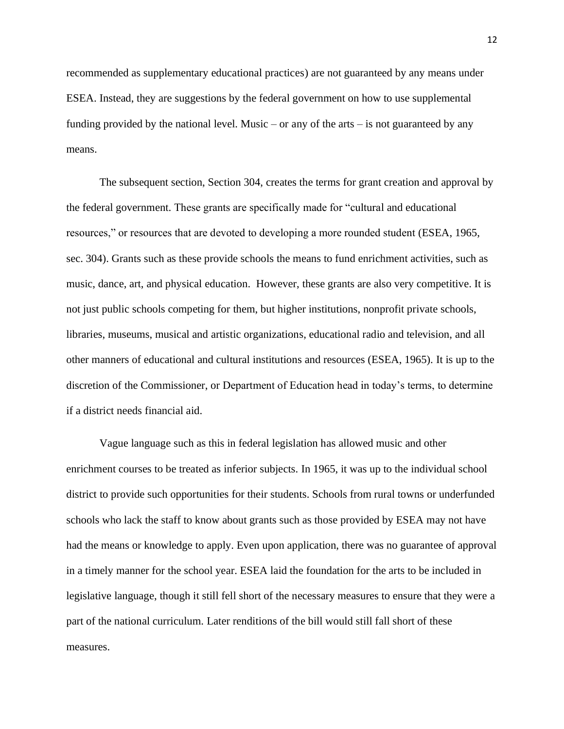recommended as supplementary educational practices) are not guaranteed by any means under ESEA. Instead, they are suggestions by the federal government on how to use supplemental funding provided by the national level. Music – or any of the arts – is not guaranteed by any means.

The subsequent section, Section 304, creates the terms for grant creation and approval by the federal government. These grants are specifically made for "cultural and educational resources," or resources that are devoted to developing a more rounded student (ESEA, 1965, sec. 304). Grants such as these provide schools the means to fund enrichment activities, such as music, dance, art, and physical education. However, these grants are also very competitive. It is not just public schools competing for them, but higher institutions, nonprofit private schools, libraries, museums, musical and artistic organizations, educational radio and television, and all other manners of educational and cultural institutions and resources (ESEA, 1965). It is up to the discretion of the Commissioner, or Department of Education head in today's terms, to determine if a district needs financial aid.

Vague language such as this in federal legislation has allowed music and other enrichment courses to be treated as inferior subjects. In 1965, it was up to the individual school district to provide such opportunities for their students. Schools from rural towns or underfunded schools who lack the staff to know about grants such as those provided by ESEA may not have had the means or knowledge to apply. Even upon application, there was no guarantee of approval in a timely manner for the school year. ESEA laid the foundation for the arts to be included in legislative language, though it still fell short of the necessary measures to ensure that they were a part of the national curriculum. Later renditions of the bill would still fall short of these measures.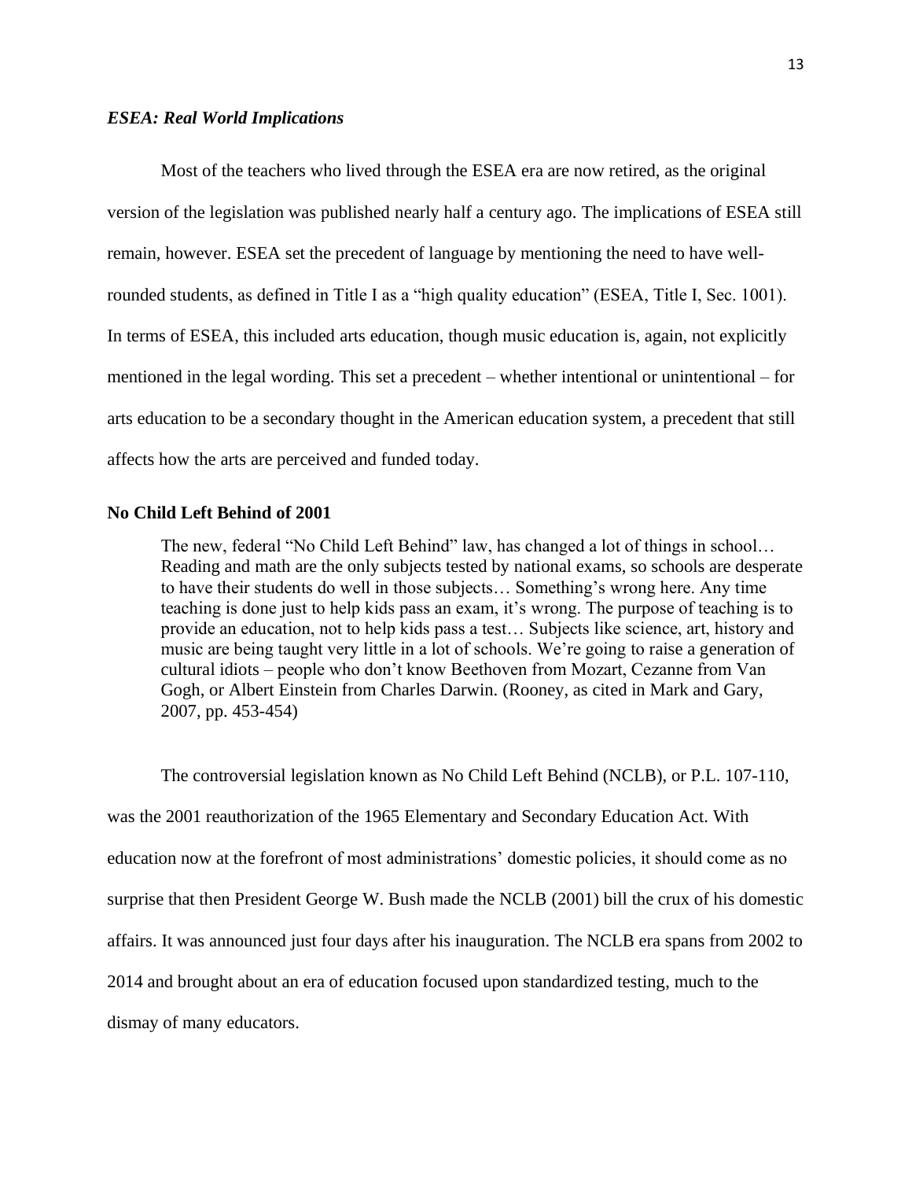### *ESEA: Real World Implications*

Most of the teachers who lived through the ESEA era are now retired, as the original version of the legislation was published nearly half a century ago. The implications of ESEA still remain, however. ESEA set the precedent of language by mentioning the need to have well-rounded students, as defined in Title I as a "high quality education" (ESEA, Title I, Sec. 1001). In terms of ESEA, this included arts education, though music education is, again, not explicitly mentioned in the legal wording. This set a precedent – whether intentional or unintentional – for arts education to be a secondary thought in the American education system, a precedent that still affects how the arts are perceived and funded today.

## No Child Left Behind of 2001

> The new, federal "No Child Left Behind" law, has changed a lot of things in school… Reading and math are the only subjects tested by national exams, so schools are desperate to have their students do well in those subjects… Something's wrong here. Any time teaching is done just to help kids pass an exam, it's wrong. The purpose of teaching is to provide an education, not to help kids pass a test… Subjects like science, art, history and music are being taught very little in a lot of schools. We're going to raise a generation of cultural idiots – people who don't know Beethoven from Mozart, Cezanne from Van Gogh, or Albert Einstein from Charles Darwin. (Rooney, as cited in Mark and Gary, 2007, pp. 453-454)

The controversial legislation known as No Child Left Behind (NCLB), or P.L. 107-110, was the 2001 reauthorization of the 1965 Elementary and Secondary Education Act. With education now at the forefront of most administrations' domestic policies, it should come as no surprise that then President George W. Bush made the NCLB (2001) bill the crux of his domestic affairs. It was announced just four days after his inauguration. The NCLB era spans from 2002 to 2014 and brought about an era of education focused upon standardized testing, much to the dismay of many educators.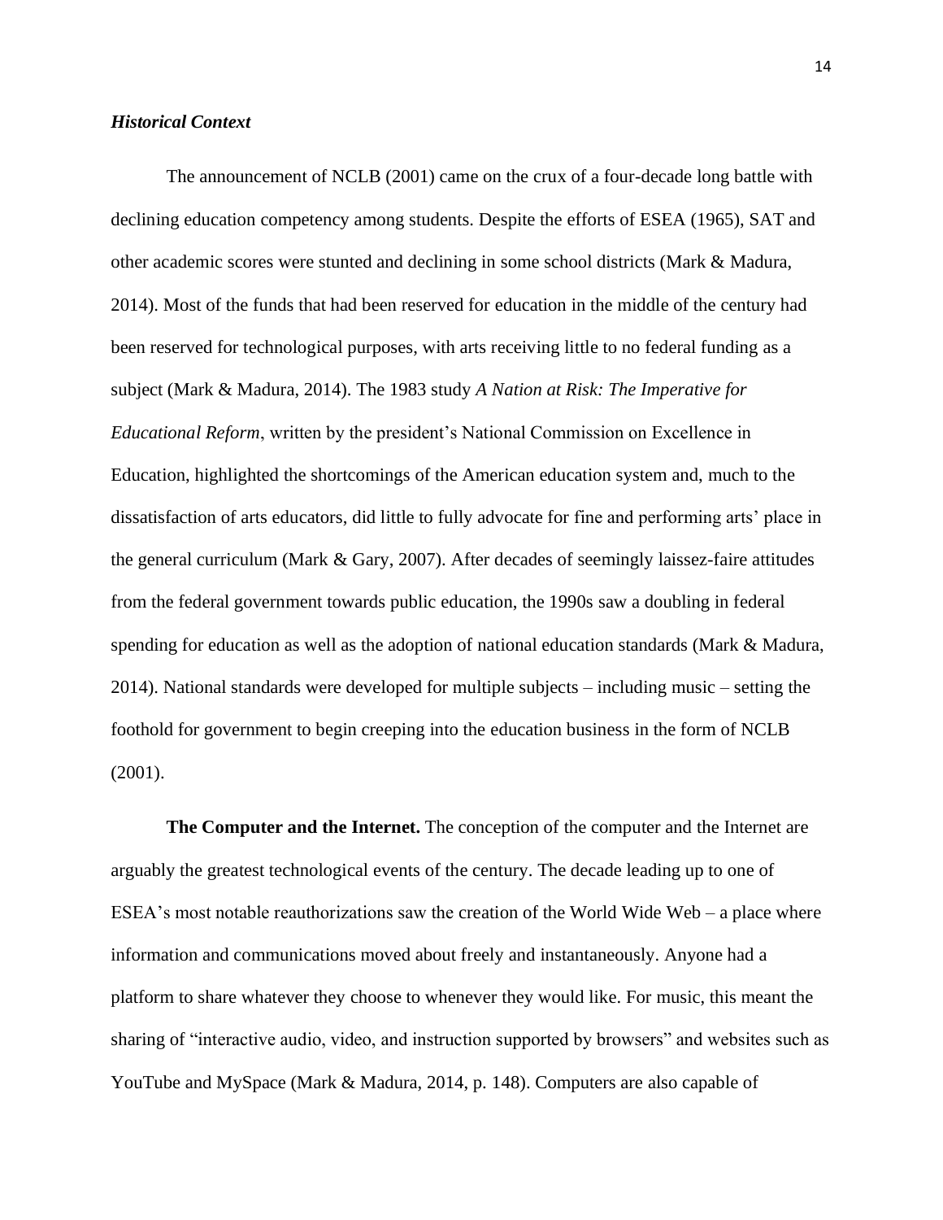### *Historical Context*

The announcement of NCLB (2001) came on the crux of a four-decade long battle with declining education competency among students. Despite the efforts of ESEA (1965), SAT and other academic scores were stunted and declining in some school districts (Mark & Madura, 2014). Most of the funds that had been reserved for education in the middle of the century had been reserved for technological purposes, with arts receiving little to no federal funding as a subject (Mark & Madura, 2014). The 1983 study *A Nation at Risk: The Imperative for Educational Reform*, written by the president's National Commission on Excellence in Education, highlighted the shortcomings of the American education system and, much to the dissatisfaction of arts educators, did little to fully advocate for fine and performing arts' place in the general curriculum (Mark & Gary, 2007). After decades of seemingly laissez-faire attitudes from the federal government towards public education, the 1990s saw a doubling in federal spending for education as well as the adoption of national education standards (Mark & Madura, 2014). National standards were developed for multiple subjects – including music – setting the foothold for government to begin creeping into the education business in the form of NCLB (2001).

**The Computer and the Internet.** The conception of the computer and the Internet are arguably the greatest technological events of the century. The decade leading up to one of ESEA's most notable reauthorizations saw the creation of the World Wide Web – a place where information and communications moved about freely and instantaneously. Anyone had a platform to share whatever they choose to whenever they would like. For music, this meant the sharing of "interactive audio, video, and instruction supported by browsers" and websites such as YouTube and MySpace (Mark & Madura, 2014, p. 148). Computers are also capable of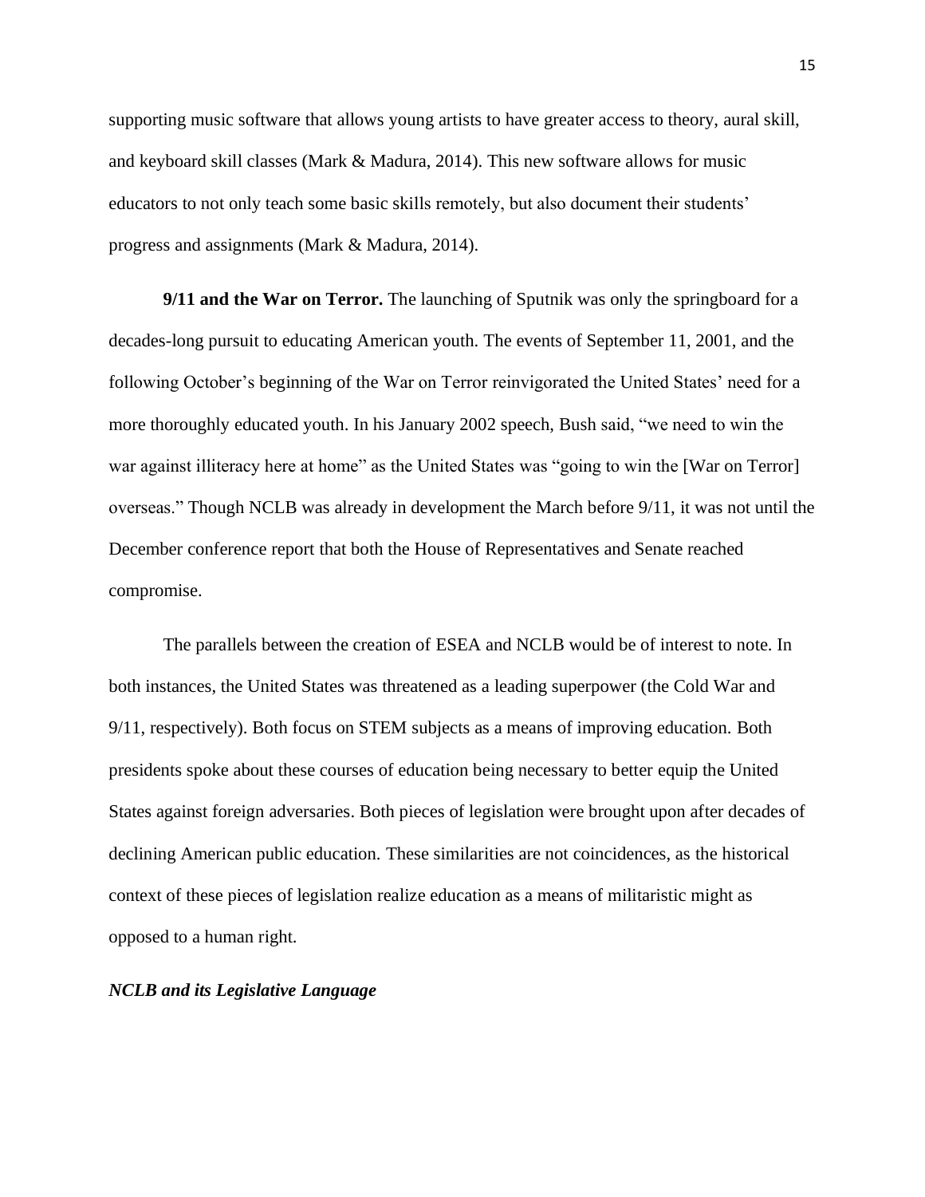supporting music software that allows young artists to have greater access to theory, aural skill, and keyboard skill classes (Mark & Madura, 2014). This new software allows for music educators to not only teach some basic skills remotely, but also document their students' progress and assignments (Mark & Madura, 2014).

**9/11 and the War on Terror.** The launching of Sputnik was only the springboard for a decades-long pursuit to educating American youth. The events of September 11, 2001, and the following October's beginning of the War on Terror reinvigorated the United States' need for a more thoroughly educated youth. In his January 2002 speech, Bush said, "we need to win the war against illiteracy here at home" as the United States was "going to win the [War on Terror] overseas." Though NCLB was already in development the March before 9/11, it was not until the December conference report that both the House of Representatives and Senate reached compromise.

The parallels between the creation of ESEA and NCLB would be of interest to note. In both instances, the United States was threatened as a leading superpower (the Cold War and 9/11, respectively). Both focus on STEM subjects as a means of improving education. Both presidents spoke about these courses of education being necessary to better equip the United States against foreign adversaries. Both pieces of legislation were brought upon after decades of declining American public education. These similarities are not coincidences, as the historical context of these pieces of legislation realize education as a means of militaristic might as opposed to a human right.

***NCLB and its Legislative Language***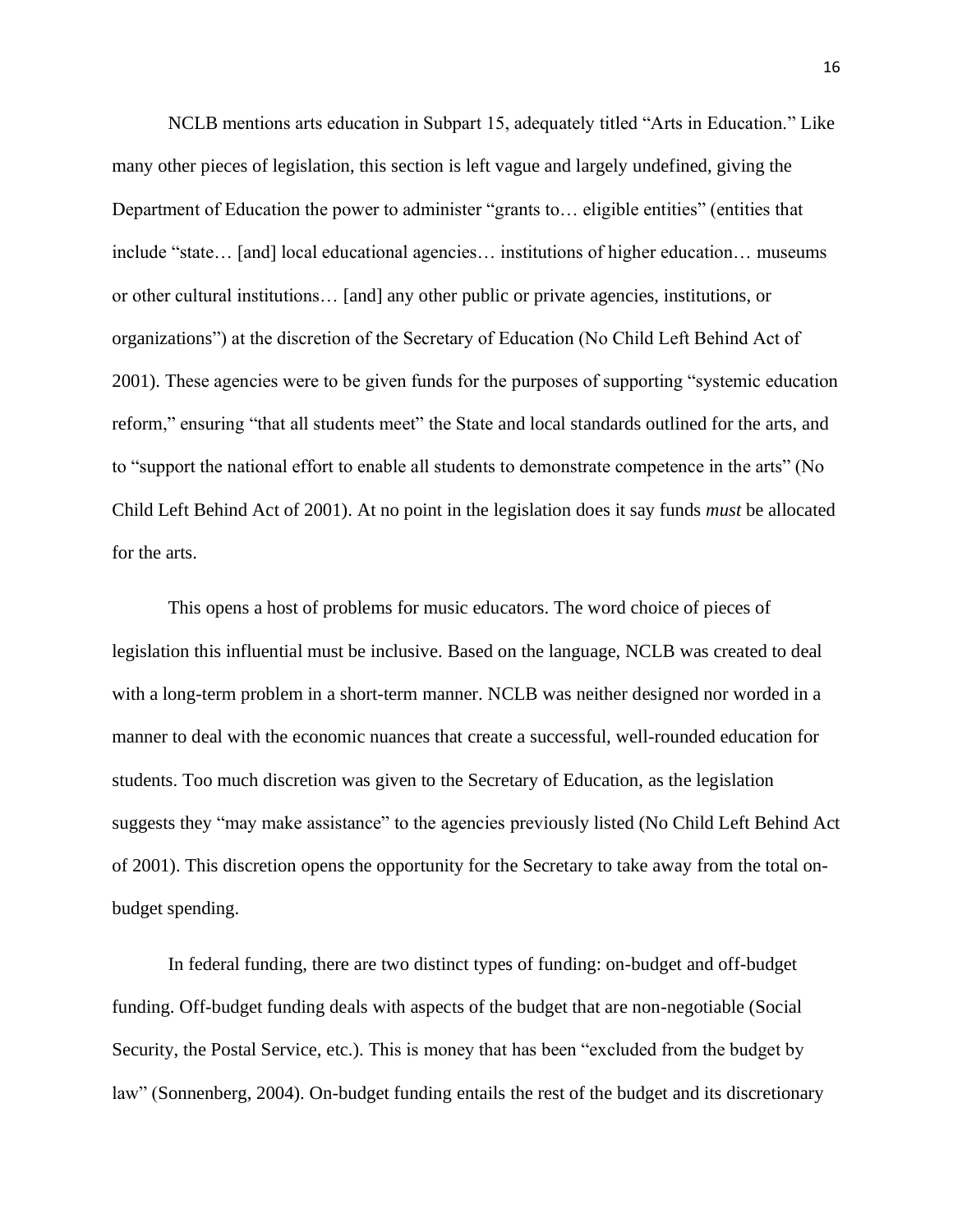NCLB mentions arts education in Subpart 15, adequately titled "Arts in Education." Like many other pieces of legislation, this section is left vague and largely undefined, giving the Department of Education the power to administer "grants to… eligible entities" (entities that include "state… [and] local educational agencies… institutions of higher education… museums or other cultural institutions… [and] any other public or private agencies, institutions, or organizations") at the discretion of the Secretary of Education (No Child Left Behind Act of 2001). These agencies were to be given funds for the purposes of supporting "systemic education reform," ensuring "that all students meet" the State and local standards outlined for the arts, and to "support the national effort to enable all students to demonstrate competence in the arts" (No Child Left Behind Act of 2001). At no point in the legislation does it say funds *must* be allocated for the arts.

This opens a host of problems for music educators. The word choice of pieces of legislation this influential must be inclusive. Based on the language, NCLB was created to deal with a long-term problem in a short-term manner. NCLB was neither designed nor worded in a manner to deal with the economic nuances that create a successful, well-rounded education for students. Too much discretion was given to the Secretary of Education, as the legislation suggests they "may make assistance" to the agencies previously listed (No Child Left Behind Act of 2001). This discretion opens the opportunity for the Secretary to take away from the total on-budget spending.

In federal funding, there are two distinct types of funding: on-budget and off-budget funding. Off-budget funding deals with aspects of the budget that are non-negotiable (Social Security, the Postal Service, etc.). This is money that has been "excluded from the budget by law" (Sonnenberg, 2004). On-budget funding entails the rest of the budget and its discretionary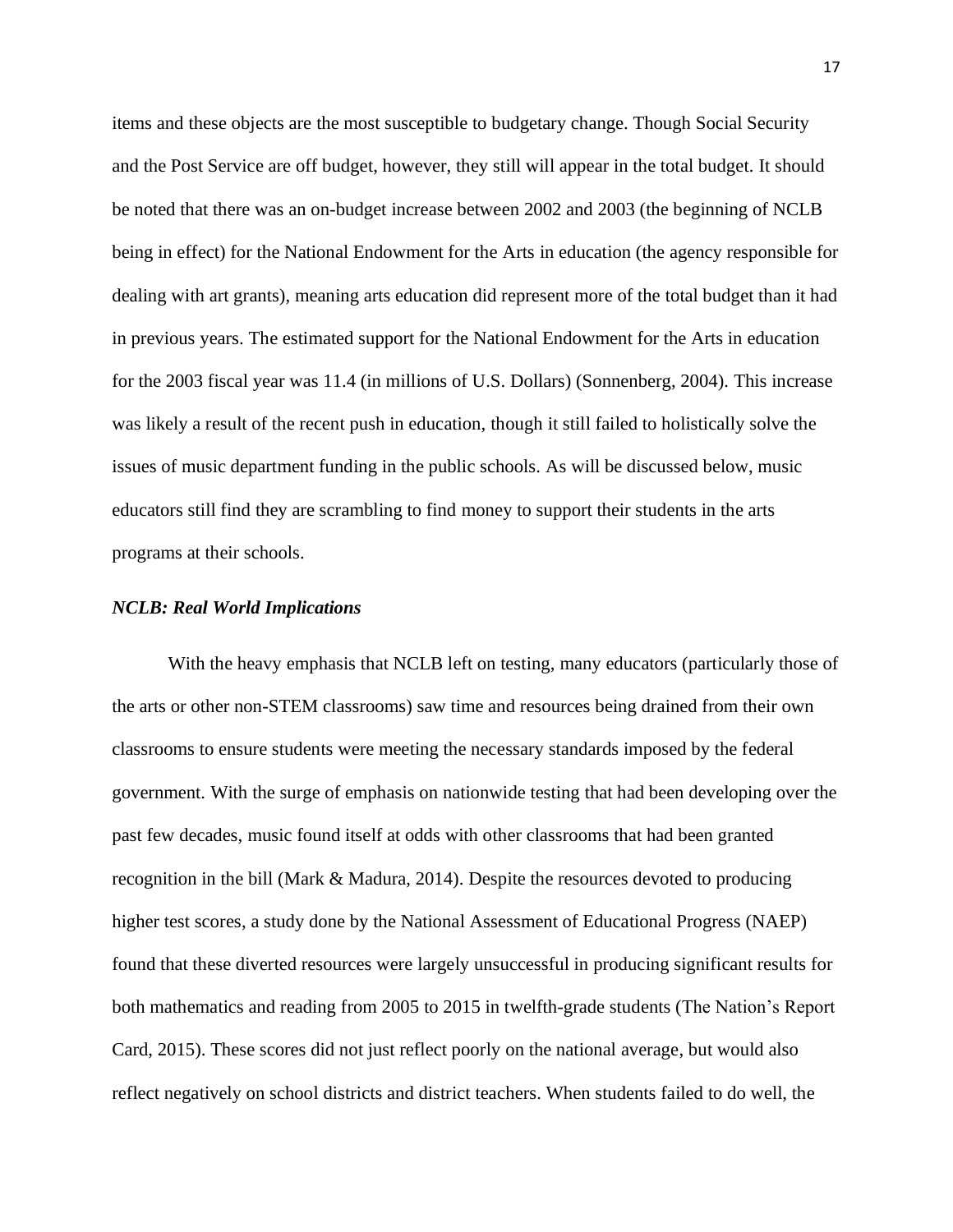items and these objects are the most susceptible to budgetary change. Though Social Security and the Post Service are off budget, however, they still will appear in the total budget. It should be noted that there was an on-budget increase between 2002 and 2003 (the beginning of NCLB being in effect) for the National Endowment for the Arts in education (the agency responsible for dealing with art grants), meaning arts education did represent more of the total budget than it had in previous years. The estimated support for the National Endowment for the Arts in education for the 2003 fiscal year was 11.4 (in millions of U.S. Dollars) (Sonnenberg, 2004). This increase was likely a result of the recent push in education, though it still failed to holistically solve the issues of music department funding in the public schools. As will be discussed below, music educators still find they are scrambling to find money to support their students in the arts programs at their schools.

### *NCLB: Real World Implications*

With the heavy emphasis that NCLB left on testing, many educators (particularly those of the arts or other non-STEM classrooms) saw time and resources being drained from their own classrooms to ensure students were meeting the necessary standards imposed by the federal government. With the surge of emphasis on nationwide testing that had been developing over the past few decades, music found itself at odds with other classrooms that had been granted recognition in the bill (Mark & Madura, 2014). Despite the resources devoted to producing higher test scores, a study done by the National Assessment of Educational Progress (NAEP) found that these diverted resources were largely unsuccessful in producing significant results for both mathematics and reading from 2005 to 2015 in twelfth-grade students (The Nation's Report Card, 2015). These scores did not just reflect poorly on the national average, but would also reflect negatively on school districts and district teachers. When students failed to do well, the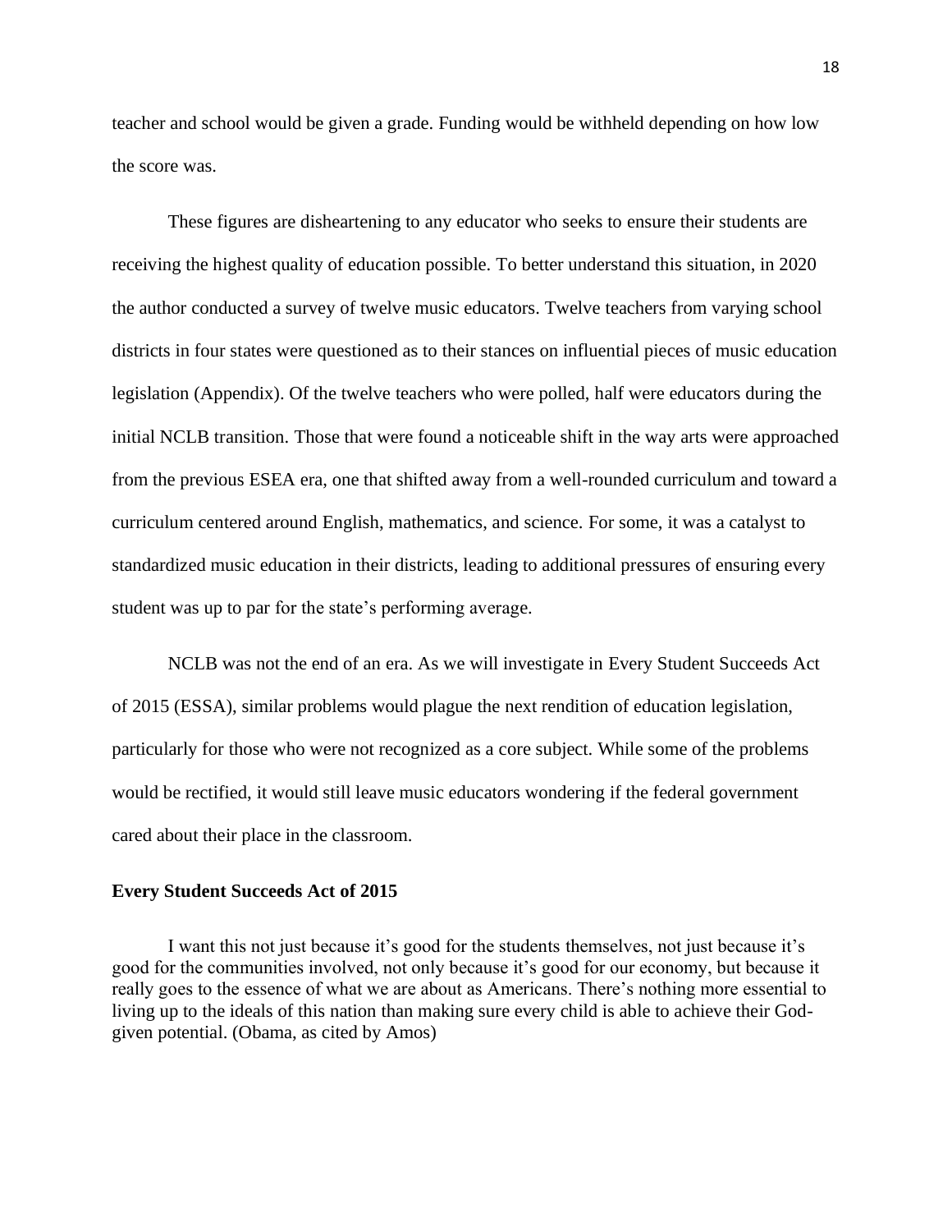teacher and school would be given a grade. Funding would be withheld depending on how low the score was.

These figures are disheartening to any educator who seeks to ensure their students are receiving the highest quality of education possible. To better understand this situation, in 2020 the author conducted a survey of twelve music educators. Twelve teachers from varying school districts in four states were questioned as to their stances on influential pieces of music education legislation (Appendix). Of the twelve teachers who were polled, half were educators during the initial NCLB transition. Those that were found a noticeable shift in the way arts were approached from the previous ESEA era, one that shifted away from a well-rounded curriculum and toward a curriculum centered around English, mathematics, and science. For some, it was a catalyst to standardized music education in their districts, leading to additional pressures of ensuring every student was up to par for the state's performing average.

NCLB was not the end of an era. As we will investigate in Every Student Succeeds Act of 2015 (ESSA), similar problems would plague the next rendition of education legislation, particularly for those who were not recognized as a core subject. While some of the problems would be rectified, it would still leave music educators wondering if the federal government cared about their place in the classroom.

**Every Student Succeeds Act of 2015**

> I want this not just because it's good for the students themselves, not just because it's good for the communities involved, not only because it's good for our economy, but because it really goes to the essence of what we are about as Americans. There's nothing more essential to living up to the ideals of this nation than making sure every child is able to achieve their God-given potential. (Obama, as cited by Amos)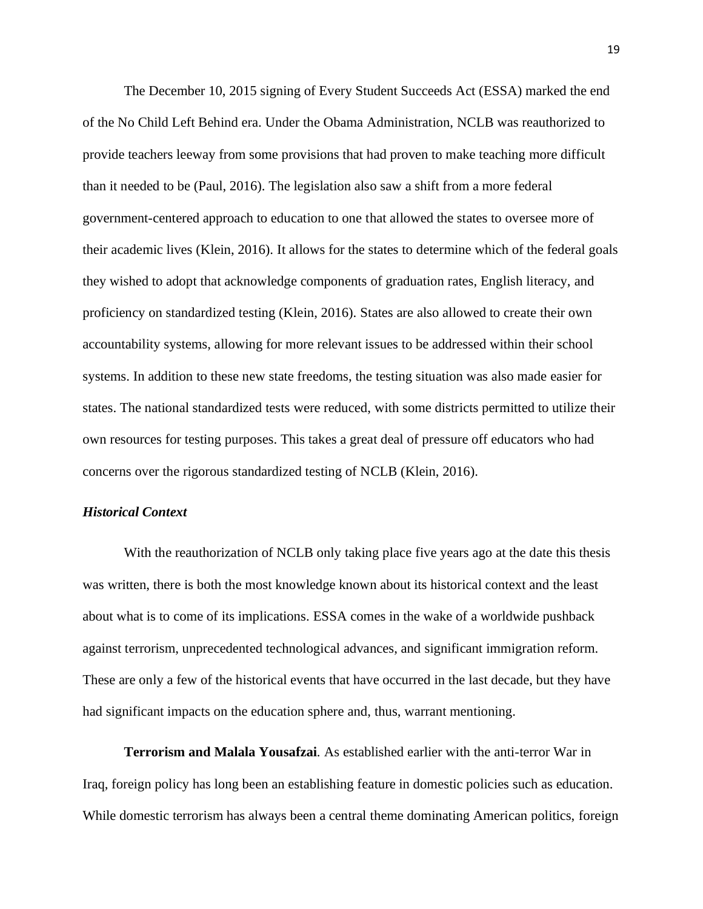The December 10, 2015 signing of Every Student Succeeds Act (ESSA) marked the end of the No Child Left Behind era. Under the Obama Administration, NCLB was reauthorized to provide teachers leeway from some provisions that had proven to make teaching more difficult than it needed to be (Paul, 2016). The legislation also saw a shift from a more federal government-centered approach to education to one that allowed the states to oversee more of their academic lives (Klein, 2016). It allows for the states to determine which of the federal goals they wished to adopt that acknowledge components of graduation rates, English literacy, and proficiency on standardized testing (Klein, 2016). States are also allowed to create their own accountability systems, allowing for more relevant issues to be addressed within their school systems. In addition to these new state freedoms, the testing situation was also made easier for states. The national standardized tests were reduced, with some districts permitted to utilize their own resources for testing purposes. This takes a great deal of pressure off educators who had concerns over the rigorous standardized testing of NCLB (Klein, 2016).

### *Historical Context*

With the reauthorization of NCLB only taking place five years ago at the date this thesis was written, there is both the most knowledge known about its historical context and the least about what is to come of its implications. ESSA comes in the wake of a worldwide pushback against terrorism, unprecedented technological advances, and significant immigration reform. These are only a few of the historical events that have occurred in the last decade, but they have had significant impacts on the education sphere and, thus, warrant mentioning.

**Terrorism and Malala Yousafzai***.* As established earlier with the anti-terror War in Iraq, foreign policy has long been an establishing feature in domestic policies such as education. While domestic terrorism has always been a central theme dominating American politics, foreign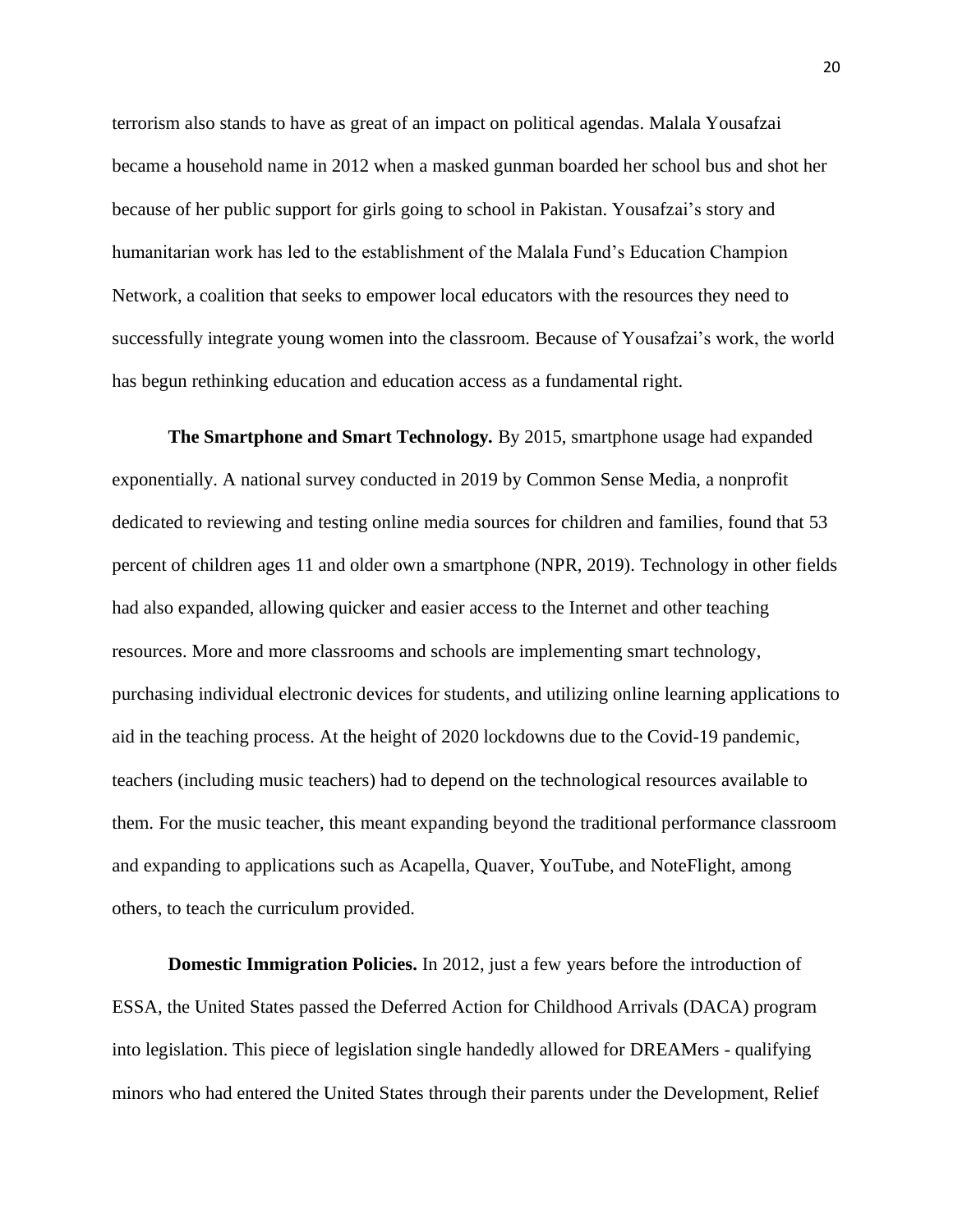terrorism also stands to have as great of an impact on political agendas. Malala Yousafzai became a household name in 2012 when a masked gunman boarded her school bus and shot her because of her public support for girls going to school in Pakistan. Yousafzai's story and humanitarian work has led to the establishment of the Malala Fund's Education Champion Network, a coalition that seeks to empower local educators with the resources they need to successfully integrate young women into the classroom. Because of Yousafzai's work, the world has begun rethinking education and education access as a fundamental right.

**The Smartphone and Smart Technology.** By 2015, smartphone usage had expanded exponentially. A national survey conducted in 2019 by Common Sense Media, a nonprofit dedicated to reviewing and testing online media sources for children and families, found that 53 percent of children ages 11 and older own a smartphone (NPR, 2019). Technology in other fields had also expanded, allowing quicker and easier access to the Internet and other teaching resources. More and more classrooms and schools are implementing smart technology, purchasing individual electronic devices for students, and utilizing online learning applications to aid in the teaching process. At the height of 2020 lockdowns due to the Covid-19 pandemic, teachers (including music teachers) had to depend on the technological resources available to them. For the music teacher, this meant expanding beyond the traditional performance classroom and expanding to applications such as Acapella, Quaver, YouTube, and NoteFlight, among others, to teach the curriculum provided.

**Domestic Immigration Policies.** In 2012, just a few years before the introduction of ESSA, the United States passed the Deferred Action for Childhood Arrivals (DACA) program into legislation. This piece of legislation single handedly allowed for DREAMers - qualifying minors who had entered the United States through their parents under the Development, Relief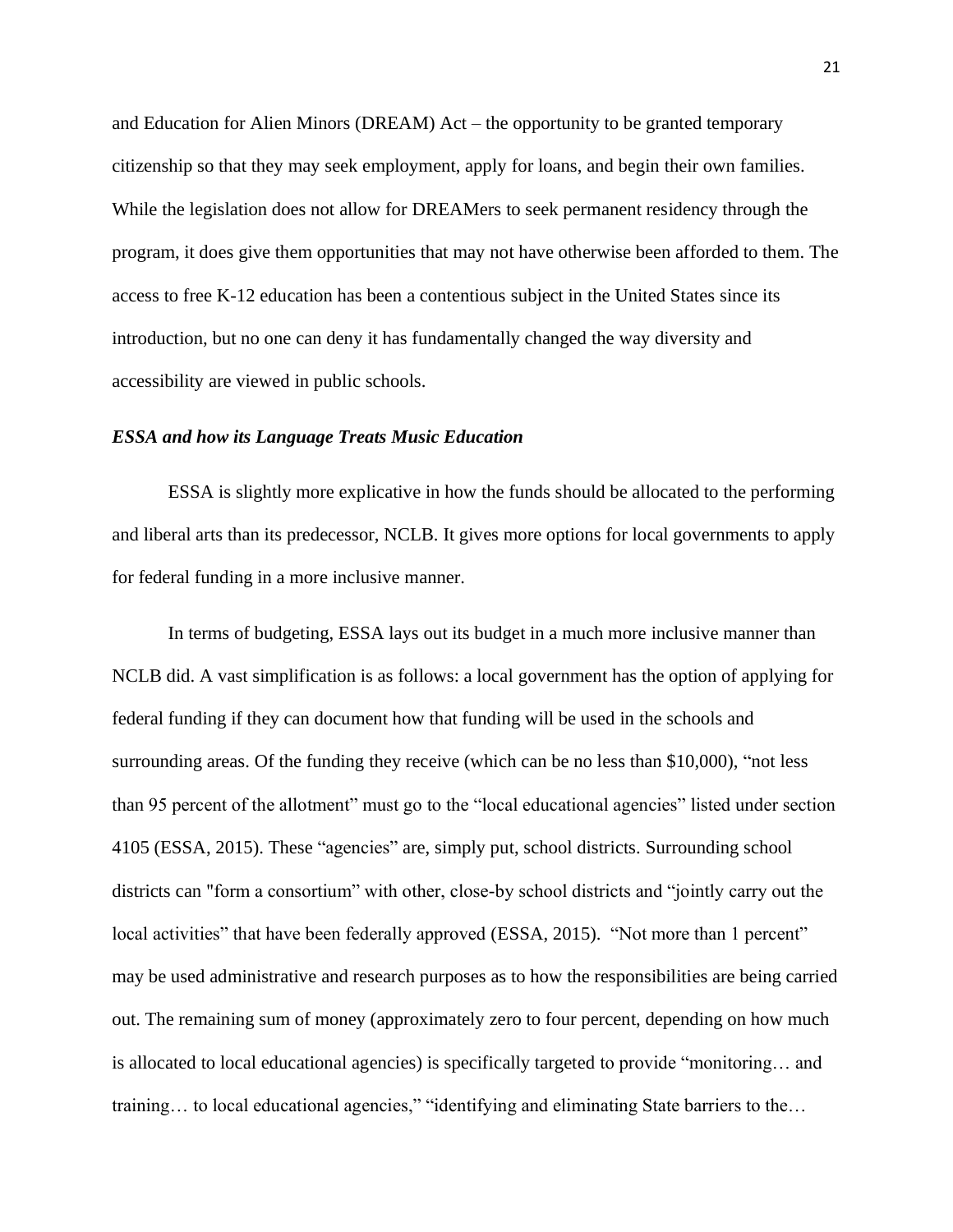and Education for Alien Minors (DREAM) Act – the opportunity to be granted temporary citizenship so that they may seek employment, apply for loans, and begin their own families. While the legislation does not allow for DREAMers to seek permanent residency through the program, it does give them opportunities that may not have otherwise been afforded to them. The access to free K-12 education has been a contentious subject in the United States since its introduction, but no one can deny it has fundamentally changed the way diversity and accessibility are viewed in public schools.

### *ESSA and how its Language Treats Music Education*

ESSA is slightly more explicative in how the funds should be allocated to the performing and liberal arts than its predecessor, NCLB. It gives more options for local governments to apply for federal funding in a more inclusive manner.

In terms of budgeting, ESSA lays out its budget in a much more inclusive manner than NCLB did. A vast simplification is as follows: a local government has the option of applying for federal funding if they can document how that funding will be used in the schools and surrounding areas. Of the funding they receive (which can be no less than $10,000), "not less than 95 percent of the allotment" must go to the "local educational agencies" listed under section 4105 (ESSA, 2015). These "agencies" are, simply put, school districts. Surrounding school districts can "form a consortium" with other, close-by school districts and "jointly carry out the local activities" that have been federally approved (ESSA, 2015). "Not more than 1 percent" may be used administrative and research purposes as to how the responsibilities are being carried out. The remaining sum of money (approximately zero to four percent, depending on how much is allocated to local educational agencies) is specifically targeted to provide "monitoring… and training… to local educational agencies," "identifying and eliminating State barriers to the…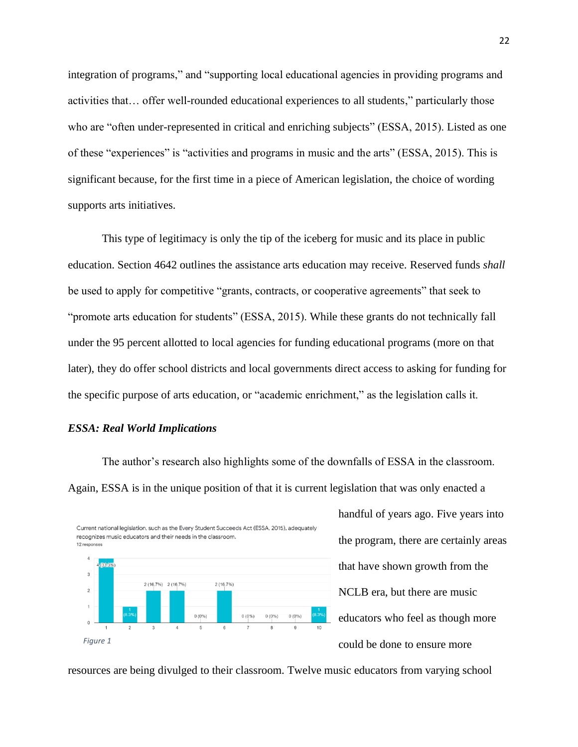integration of programs," and "supporting local educational agencies in providing programs and activities that… offer well-rounded educational experiences to all students," particularly those who are "often under-represented in critical and enriching subjects" (ESSA, 2015). Listed as one of these "experiences" is "activities and programs in music and the arts" (ESSA, 2015). This is significant because, for the first time in a piece of American legislation, the choice of wording supports arts initiatives.

This type of legitimacy is only the tip of the iceberg for music and its place in public education. Section 4642 outlines the assistance arts education may receive. Reserved funds *shall* be used to apply for competitive "grants, contracts, or cooperative agreements" that seek to "promote arts education for students" (ESSA, 2015). While these grants do not technically fall under the 95 percent allotted to local agencies for funding educational programs (more on that later), they do offer school districts and local governments direct access to asking for funding for the specific purpose of arts education, or "academic enrichment," as the legislation calls it.

### *ESSA: Real World Implications*

The author's research also highlights some of the downfalls of ESSA in the classroom. Again, ESSA is in the unique position of that it is current legislation that was only enacted a handful of years ago. Five years into the program, there are certainly areas that have shown growth from the NCLB era, but there are music educators who feel as though more could be done to ensure more resources are being divulged to their classroom. Twelve music educators from varying school

Current national legislation, such as the Every Student Succeeds Act (ESSA, 2015), adequately recognizes music educators and their needs in the classroom.
12 responses

| Rating | 1 | 2 | 3 | 4 | 5 | 6 | 7 | 8 | 9 | 10 |
|---|---|---|---|---|---|---|---|---|---|---|
| Responses | 4 (33.3%) | 1 (8.3%) | 2 (16.7%) | 2 (16.7%) | 0 (0%) | 2 (16.7%) | 0 (0%) | 0 (0%) | 0 (0%) | 1 (8.3%) |

*Figure 1*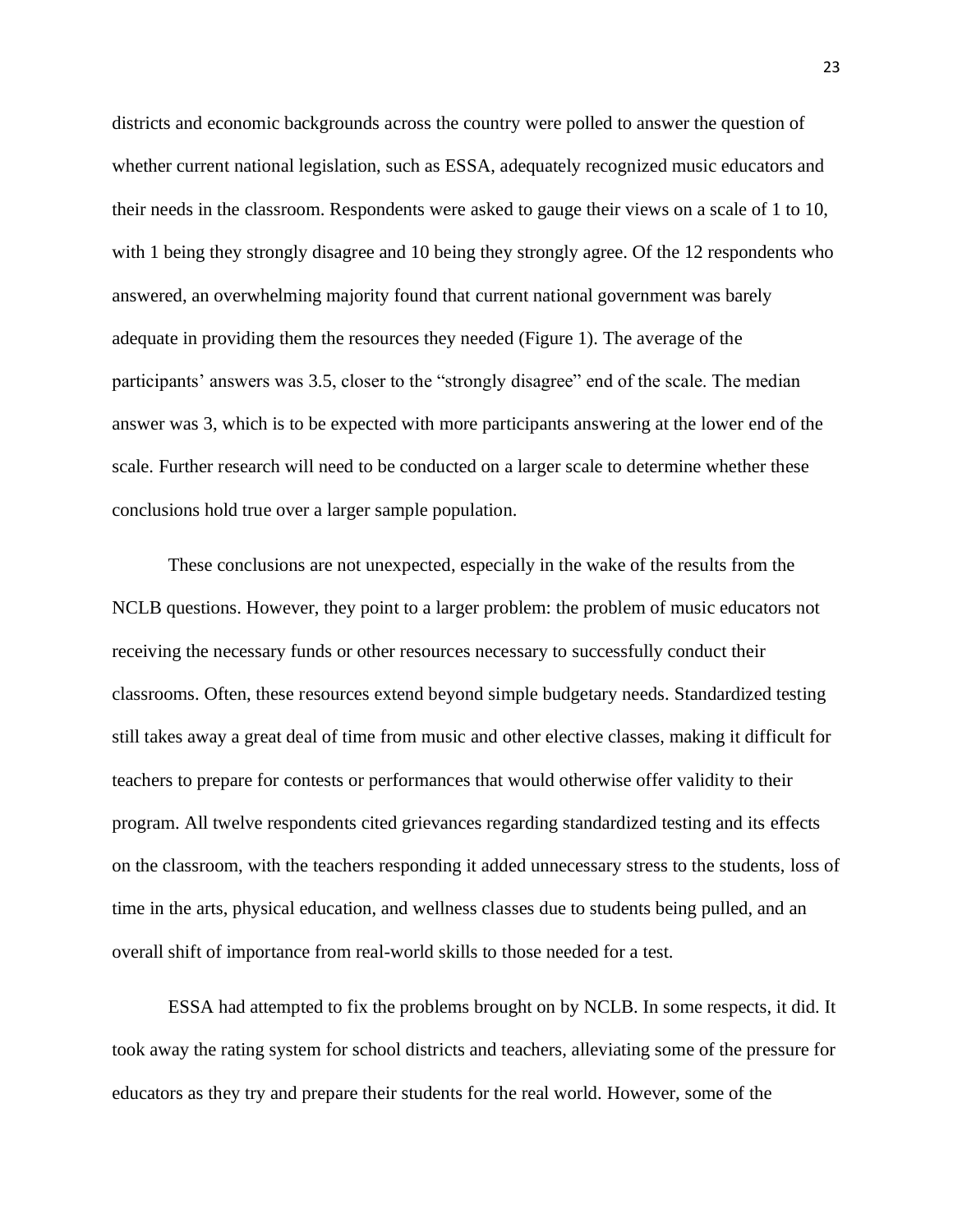districts and economic backgrounds across the country were polled to answer the question of whether current national legislation, such as ESSA, adequately recognized music educators and their needs in the classroom. Respondents were asked to gauge their views on a scale of 1 to 10, with 1 being they strongly disagree and 10 being they strongly agree. Of the 12 respondents who answered, an overwhelming majority found that current national government was barely adequate in providing them the resources they needed (Figure 1). The average of the participants' answers was 3.5, closer to the "strongly disagree" end of the scale. The median answer was 3, which is to be expected with more participants answering at the lower end of the scale. Further research will need to be conducted on a larger scale to determine whether these conclusions hold true over a larger sample population.

These conclusions are not unexpected, especially in the wake of the results from the NCLB questions. However, they point to a larger problem: the problem of music educators not receiving the necessary funds or other resources necessary to successfully conduct their classrooms. Often, these resources extend beyond simple budgetary needs. Standardized testing still takes away a great deal of time from music and other elective classes, making it difficult for teachers to prepare for contests or performances that would otherwise offer validity to their program. All twelve respondents cited grievances regarding standardized testing and its effects on the classroom, with the teachers responding it added unnecessary stress to the students, loss of time in the arts, physical education, and wellness classes due to students being pulled, and an overall shift of importance from real-world skills to those needed for a test.

ESSA had attempted to fix the problems brought on by NCLB. In some respects, it did. It took away the rating system for school districts and teachers, alleviating some of the pressure for educators as they try and prepare their students for the real world. However, some of the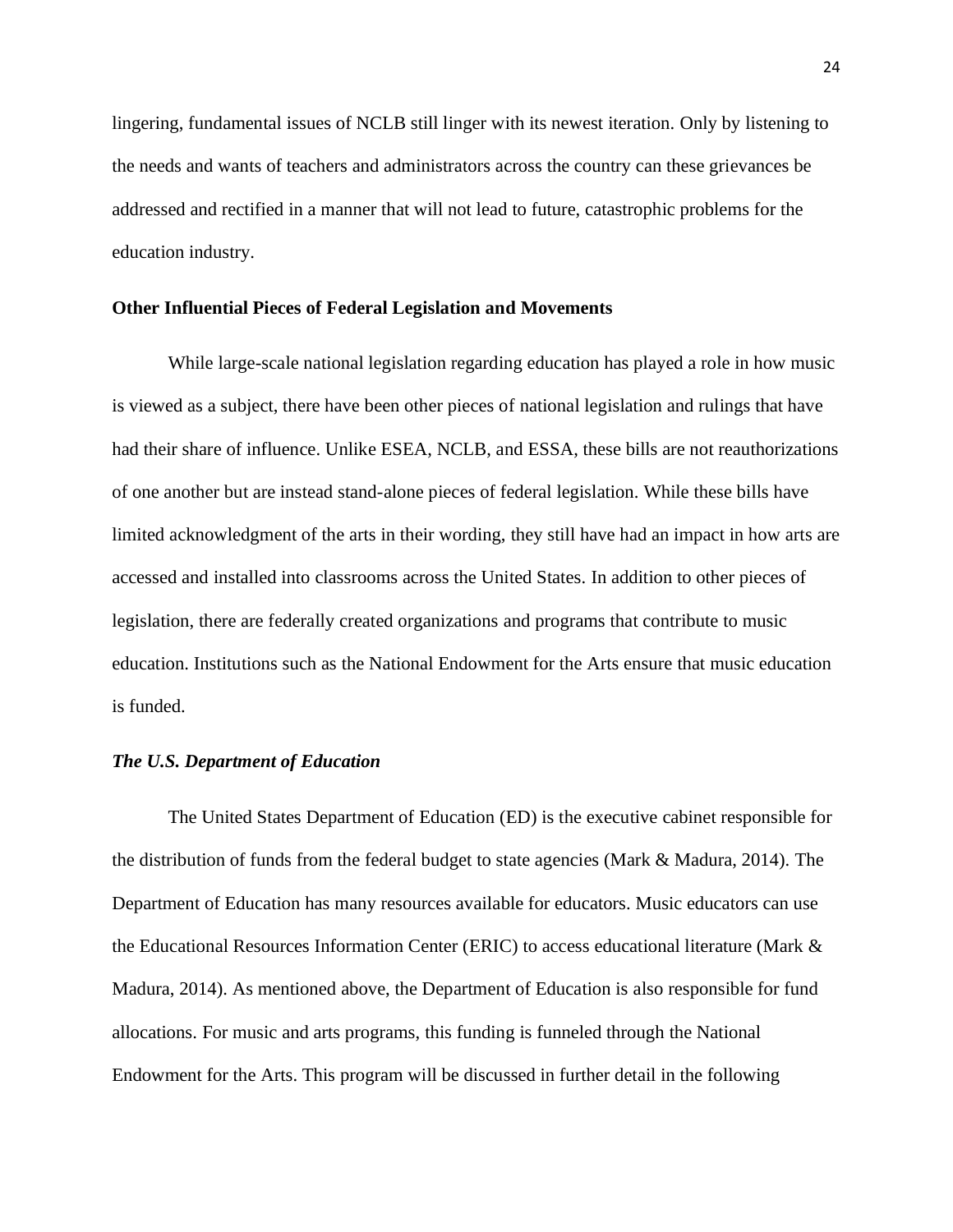lingering, fundamental issues of NCLB still linger with its newest iteration. Only by listening to the needs and wants of teachers and administrators across the country can these grievances be addressed and rectified in a manner that will not lead to future, catastrophic problems for the education industry.

### Other Influential Pieces of Federal Legislation and Movements

While large-scale national legislation regarding education has played a role in how music is viewed as a subject, there have been other pieces of national legislation and rulings that have had their share of influence. Unlike ESEA, NCLB, and ESSA, these bills are not reauthorizations of one another but are instead stand-alone pieces of federal legislation. While these bills have limited acknowledgment of the arts in their wording, they still have had an impact in how arts are accessed and installed into classrooms across the United States. In addition to other pieces of legislation, there are federally created organizations and programs that contribute to music education. Institutions such as the National Endowment for the Arts ensure that music education is funded.

#### *The U.S. Department of Education*

The United States Department of Education (ED) is the executive cabinet responsible for the distribution of funds from the federal budget to state agencies (Mark & Madura, 2014). The Department of Education has many resources available for educators. Music educators can use the Educational Resources Information Center (ERIC) to access educational literature (Mark & Madura, 2014). As mentioned above, the Department of Education is also responsible for fund allocations. For music and arts programs, this funding is funneled through the National Endowment for the Arts. This program will be discussed in further detail in the following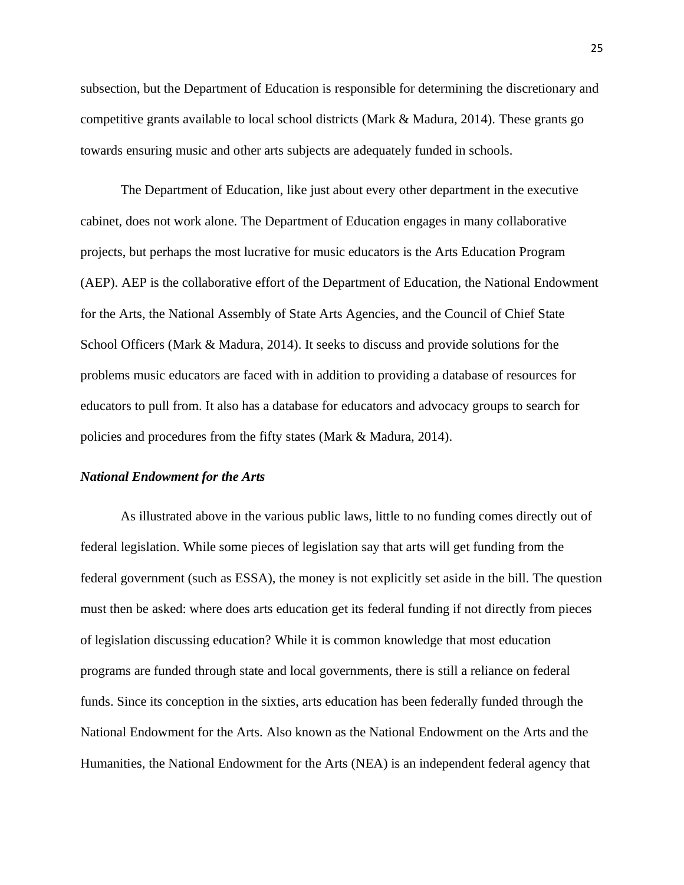subsection, but the Department of Education is responsible for determining the discretionary and competitive grants available to local school districts (Mark & Madura, 2014). These grants go towards ensuring music and other arts subjects are adequately funded in schools.

The Department of Education, like just about every other department in the executive cabinet, does not work alone. The Department of Education engages in many collaborative projects, but perhaps the most lucrative for music educators is the Arts Education Program (AEP). AEP is the collaborative effort of the Department of Education, the National Endowment for the Arts, the National Assembly of State Arts Agencies, and the Council of Chief State School Officers (Mark & Madura, 2014). It seeks to discuss and provide solutions for the problems music educators are faced with in addition to providing a database of resources for educators to pull from. It also has a database for educators and advocacy groups to search for policies and procedures from the fifty states (Mark & Madura, 2014).

***National Endowment for the Arts***

As illustrated above in the various public laws, little to no funding comes directly out of federal legislation. While some pieces of legislation say that arts will get funding from the federal government (such as ESSA), the money is not explicitly set aside in the bill. The question must then be asked: where does arts education get its federal funding if not directly from pieces of legislation discussing education? While it is common knowledge that most education programs are funded through state and local governments, there is still a reliance on federal funds. Since its conception in the sixties, arts education has been federally funded through the National Endowment for the Arts. Also known as the National Endowment on the Arts and the Humanities, the National Endowment for the Arts (NEA) is an independent federal agency that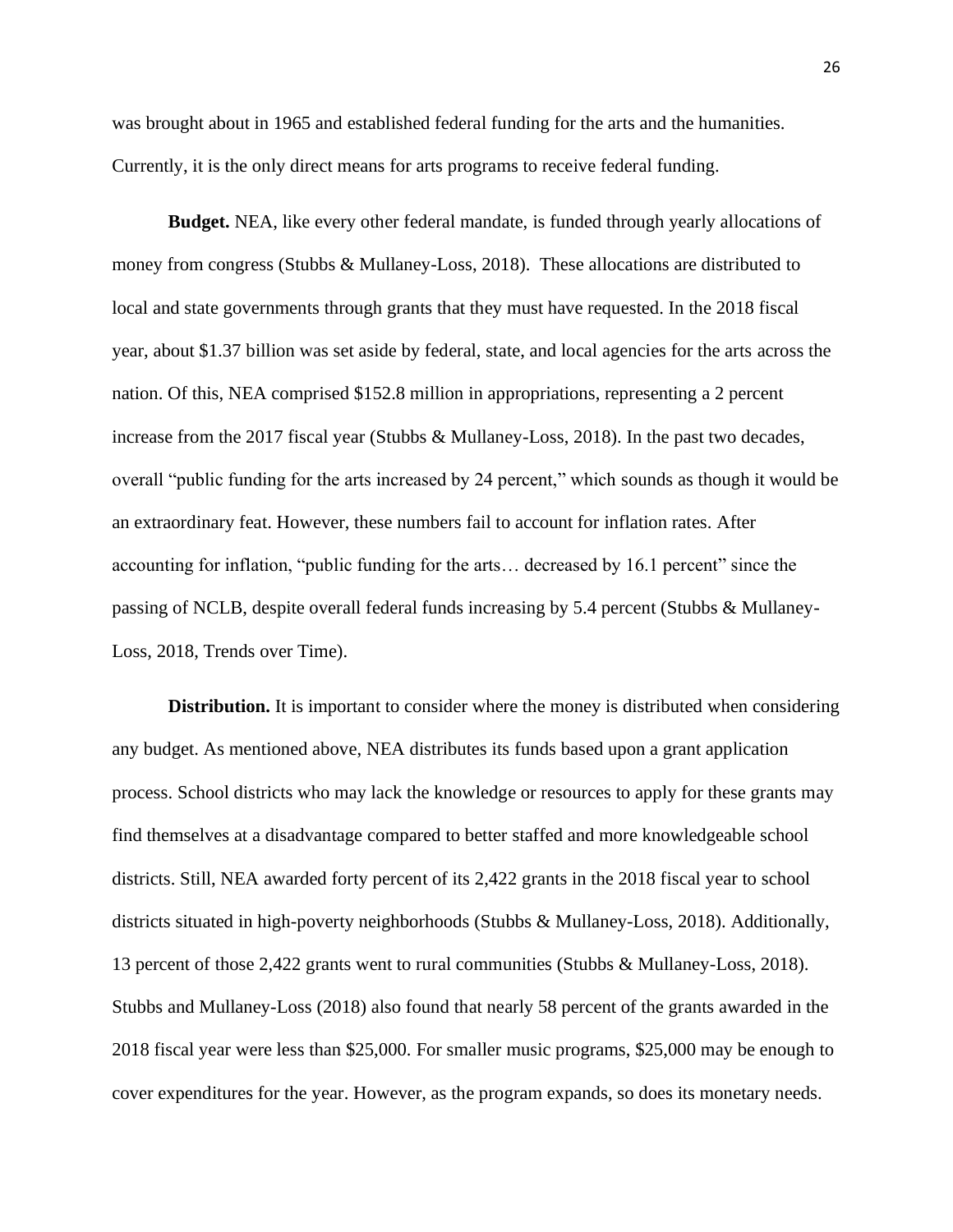was brought about in 1965 and established federal funding for the arts and the humanities. Currently, it is the only direct means for arts programs to receive federal funding.

**Budget.** NEA, like every other federal mandate, is funded through yearly allocations of money from congress (Stubbs & Mullaney-Loss, 2018). These allocations are distributed to local and state governments through grants that they must have requested. In the 2018 fiscal year, about $1.37 billion was set aside by federal, state, and local agencies for the arts across the nation. Of this, NEA comprised $152.8 million in appropriations, representing a 2 percent increase from the 2017 fiscal year (Stubbs & Mullaney-Loss, 2018). In the past two decades, overall "public funding for the arts increased by 24 percent," which sounds as though it would be an extraordinary feat. However, these numbers fail to account for inflation rates. After accounting for inflation, "public funding for the arts… decreased by 16.1 percent" since the passing of NCLB, despite overall federal funds increasing by 5.4 percent (Stubbs & Mullaney-Loss, 2018, Trends over Time).

**Distribution.** It is important to consider where the money is distributed when considering any budget. As mentioned above, NEA distributes its funds based upon a grant application process. School districts who may lack the knowledge or resources to apply for these grants may find themselves at a disadvantage compared to better staffed and more knowledgeable school districts. Still, NEA awarded forty percent of its 2,422 grants in the 2018 fiscal year to school districts situated in high-poverty neighborhoods (Stubbs & Mullaney-Loss, 2018). Additionally, 13 percent of those 2,422 grants went to rural communities (Stubbs & Mullaney-Loss, 2018). Stubbs and Mullaney-Loss (2018) also found that nearly 58 percent of the grants awarded in the 2018 fiscal year were less than $25,000. For smaller music programs, $25,000 may be enough to cover expenditures for the year. However, as the program expands, so does its monetary needs.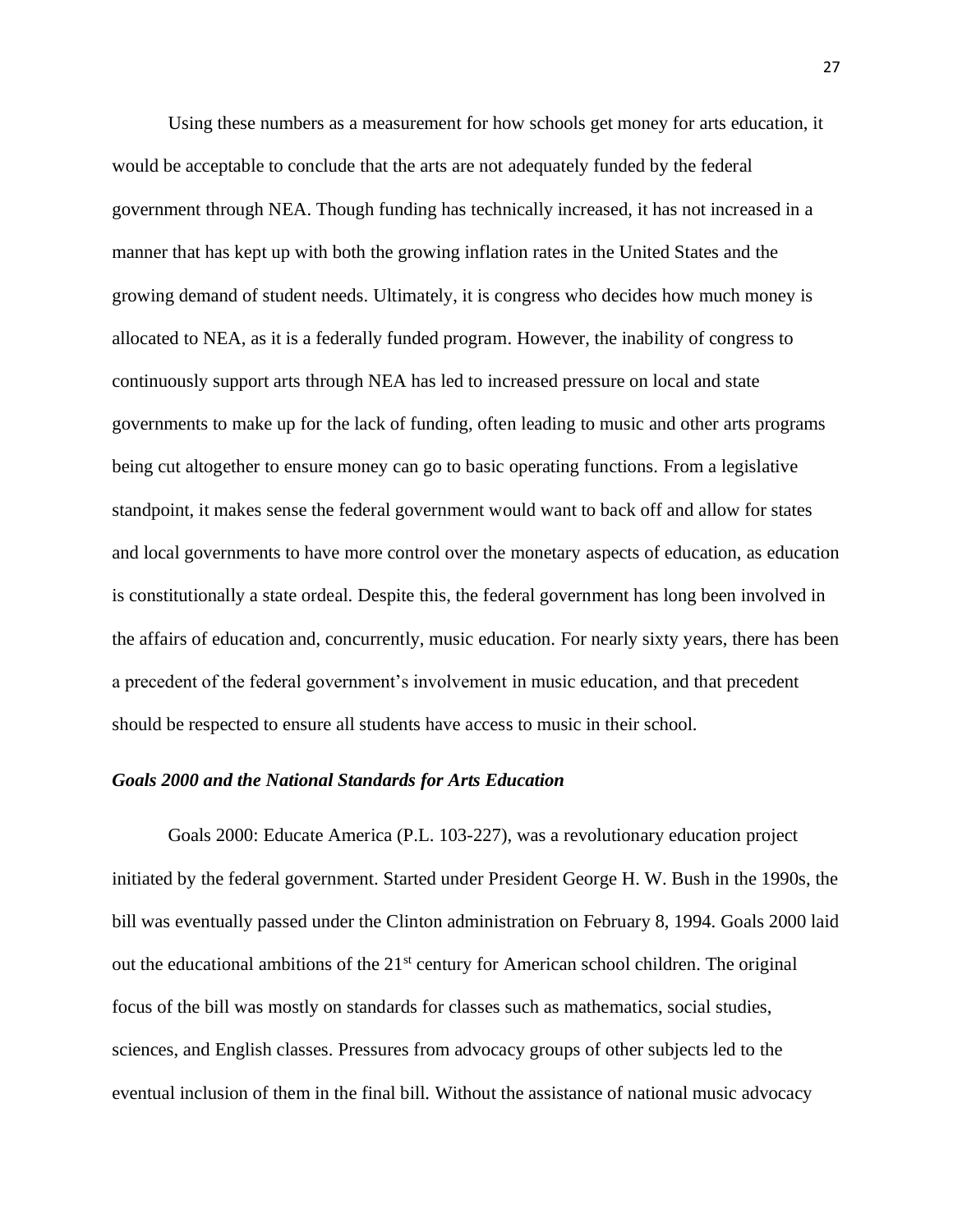Using these numbers as a measurement for how schools get money for arts education, it would be acceptable to conclude that the arts are not adequately funded by the federal government through NEA. Though funding has technically increased, it has not increased in a manner that has kept up with both the growing inflation rates in the United States and the growing demand of student needs. Ultimately, it is congress who decides how much money is allocated to NEA, as it is a federally funded program. However, the inability of congress to continuously support arts through NEA has led to increased pressure on local and state governments to make up for the lack of funding, often leading to music and other arts programs being cut altogether to ensure money can go to basic operating functions. From a legislative standpoint, it makes sense the federal government would want to back off and allow for states and local governments to have more control over the monetary aspects of education, as education is constitutionally a state ordeal. Despite this, the federal government has long been involved in the affairs of education and, concurrently, music education. For nearly sixty years, there has been a precedent of the federal government's involvement in music education, and that precedent should be respected to ensure all students have access to music in their school.

### *Goals 2000 and the National Standards for Arts Education*

Goals 2000: Educate America (P.L. 103-227), was a revolutionary education project initiated by the federal government. Started under President George H. W. Bush in the 1990s, the bill was eventually passed under the Clinton administration on February 8, 1994. Goals 2000 laid out the educational ambitions of the 21st century for American school children. The original focus of the bill was mostly on standards for classes such as mathematics, social studies, sciences, and English classes. Pressures from advocacy groups of other subjects led to the eventual inclusion of them in the final bill. Without the assistance of national music advocacy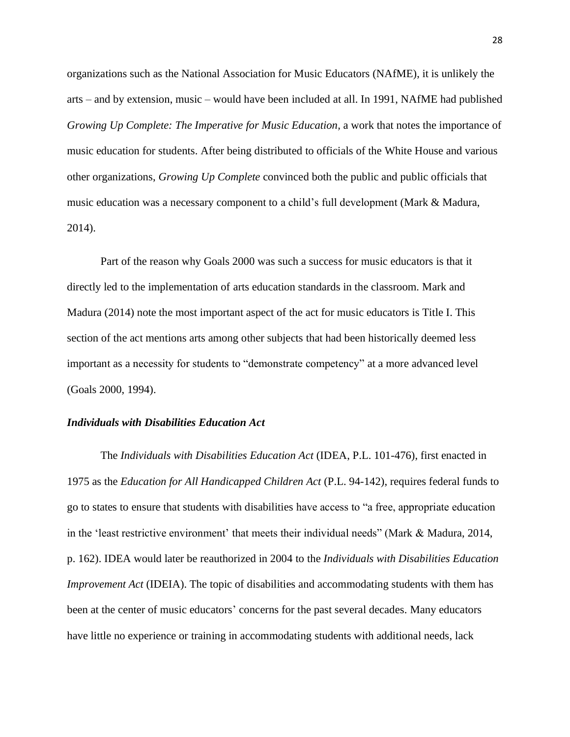organizations such as the National Association for Music Educators (NAfME), it is unlikely the arts – and by extension, music – would have been included at all. In 1991, NAfME had published *Growing Up Complete: The Imperative for Music Education*, a work that notes the importance of music education for students. After being distributed to officials of the White House and various other organizations, *Growing Up Complete* convinced both the public and public officials that music education was a necessary component to a child's full development (Mark & Madura, 2014).

Part of the reason why Goals 2000 was such a success for music educators is that it directly led to the implementation of arts education standards in the classroom. Mark and Madura (2014) note the most important aspect of the act for music educators is Title I. This section of the act mentions arts among other subjects that had been historically deemed less important as a necessity for students to "demonstrate competency" at a more advanced level (Goals 2000, 1994).

### *Individuals with Disabilities Education Act*

The *Individuals with Disabilities Education Act* (IDEA, P.L. 101-476), first enacted in 1975 as the *Education for All Handicapped Children Act* (P.L. 94-142), requires federal funds to go to states to ensure that students with disabilities have access to "a free, appropriate education in the 'least restrictive environment' that meets their individual needs" (Mark & Madura, 2014, p. 162). IDEA would later be reauthorized in 2004 to the *Individuals with Disabilities Education Improvement Act* (IDEIA). The topic of disabilities and accommodating students with them has been at the center of music educators' concerns for the past several decades. Many educators have little no experience or training in accommodating students with additional needs, lack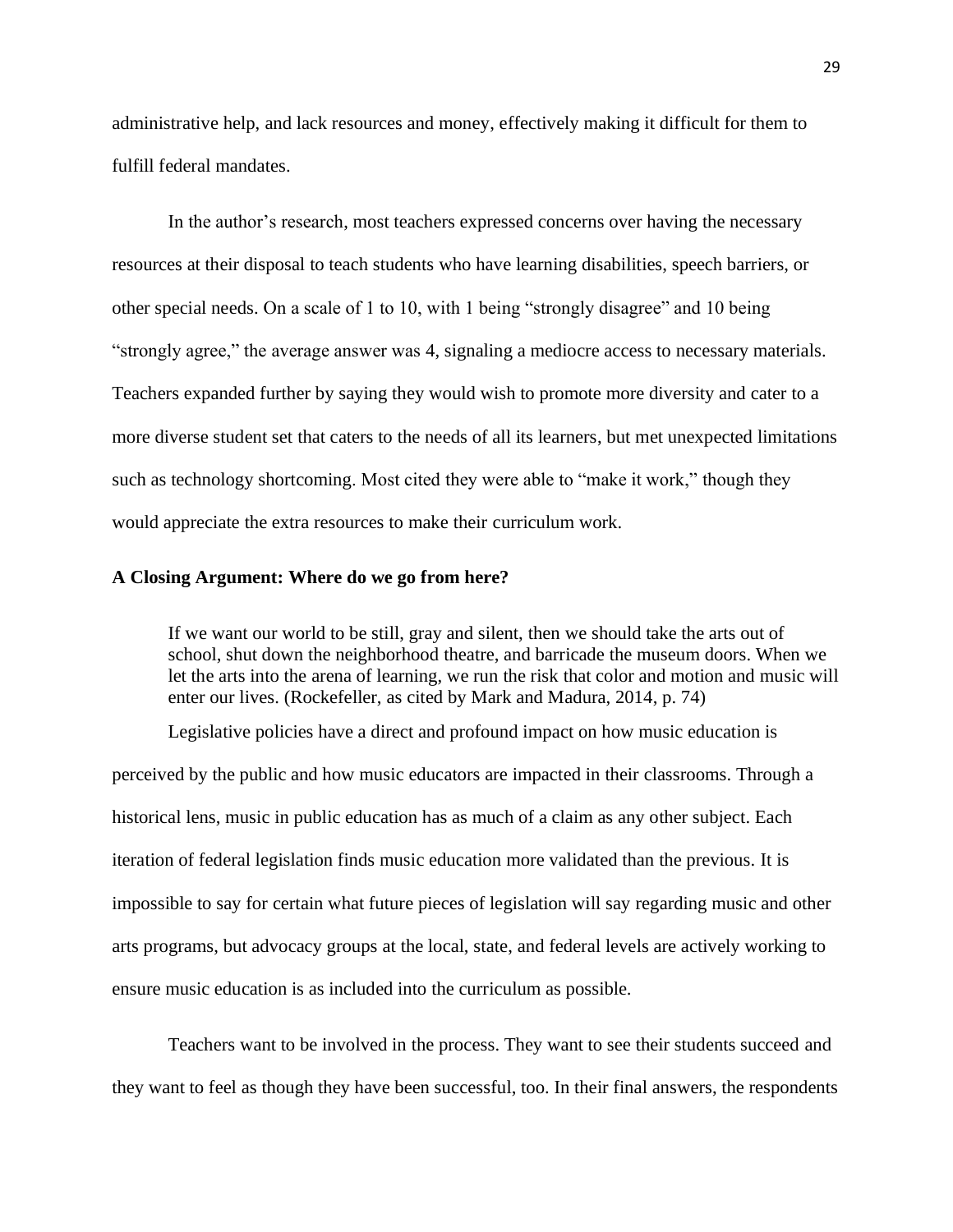administrative help, and lack resources and money, effectively making it difficult for them to fulfill federal mandates.

In the author's research, most teachers expressed concerns over having the necessary resources at their disposal to teach students who have learning disabilities, speech barriers, or other special needs. On a scale of 1 to 10, with 1 being "strongly disagree" and 10 being "strongly agree," the average answer was 4, signaling a mediocre access to necessary materials. Teachers expanded further by saying they would wish to promote more diversity and cater to a more diverse student set that caters to the needs of all its learners, but met unexpected limitations such as technology shortcoming. Most cited they were able to "make it work," though they would appreciate the extra resources to make their curriculum work.

**A Closing Argument: Where do we go from here?**

> If we want our world to be still, gray and silent, then we should take the arts out of school, shut down the neighborhood theatre, and barricade the museum doors. When we let the arts into the arena of learning, we run the risk that color and motion and music will enter our lives. (Rockefeller, as cited by Mark and Madura, 2014, p. 74)

Legislative policies have a direct and profound impact on how music education is perceived by the public and how music educators are impacted in their classrooms. Through a historical lens, music in public education has as much of a claim as any other subject. Each iteration of federal legislation finds music education more validated than the previous. It is impossible to say for certain what future pieces of legislation will say regarding music and other arts programs, but advocacy groups at the local, state, and federal levels are actively working to ensure music education is as included into the curriculum as possible.

Teachers want to be involved in the process. They want to see their students succeed and they want to feel as though they have been successful, too. In their final answers, the respondents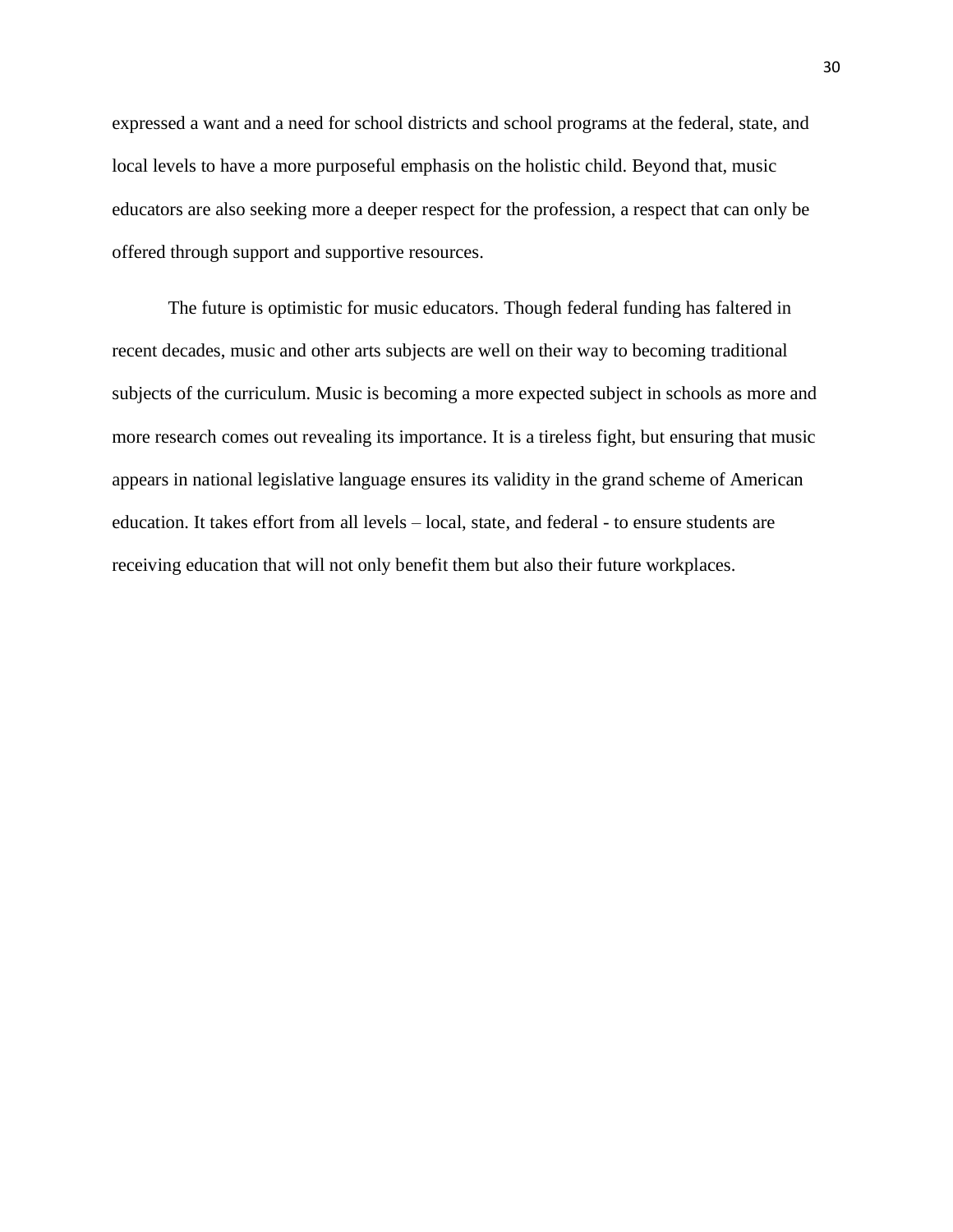expressed a want and a need for school districts and school programs at the federal, state, and local levels to have a more purposeful emphasis on the holistic child. Beyond that, music educators are also seeking more a deeper respect for the profession, a respect that can only be offered through support and supportive resources.

The future is optimistic for music educators. Though federal funding has faltered in recent decades, music and other arts subjects are well on their way to becoming traditional subjects of the curriculum. Music is becoming a more expected subject in schools as more and more research comes out revealing its importance. It is a tireless fight, but ensuring that music appears in national legislative language ensures its validity in the grand scheme of American education. It takes effort from all levels – local, state, and federal - to ensure students are receiving education that will not only benefit them but also their future workplaces.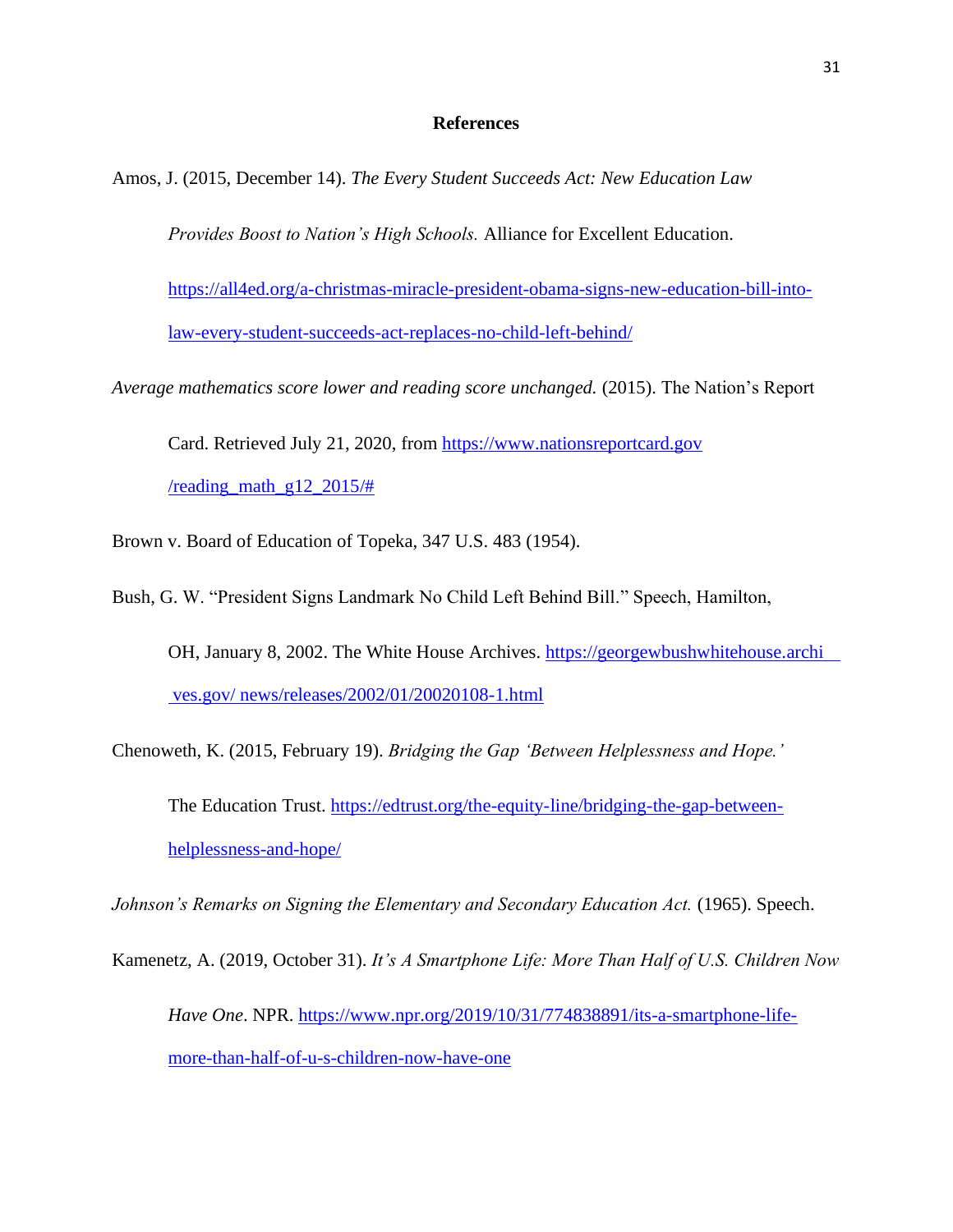# References

Amos, J. (2015, December 14). *The Every Student Succeeds Act: New Education Law Provides Boost to Nation's High Schools.* Alliance for Excellent Education. https://all4ed.org/a-christmas-miracle-president-obama-signs-new-education-bill-into-law-every-student-succeeds-act-replaces-no-child-left-behind/

*Average mathematics score lower and reading score unchanged.* (2015). The Nation's Report Card. Retrieved July 21, 2020, from https://www.nationsreportcard.gov/reading_math_g12_2015/#

Brown v. Board of Education of Topeka, 347 U.S. 483 (1954).

Bush, G. W. "President Signs Landmark No Child Left Behind Bill." Speech, Hamilton, OH, January 8, 2002. The White House Archives. https://georgewbushwhitehouse.archives.gov/ news/releases/2002/01/20020108-1.html

Chenoweth, K. (2015, February 19). *Bridging the Gap 'Between Helplessness and Hope.'* The Education Trust. https://edtrust.org/the-equity-line/bridging-the-gap-between-helplessness-and-hope/

*Johnson's Remarks on Signing the Elementary and Secondary Education Act.* (1965). Speech.

Kamenetz, A. (2019, October 31). *It's A Smartphone Life: More Than Half of U.S. Children Now Have One*. NPR. https://www.npr.org/2019/10/31/774838891/its-a-smartphone-life-more-than-half-of-u-s-children-now-have-one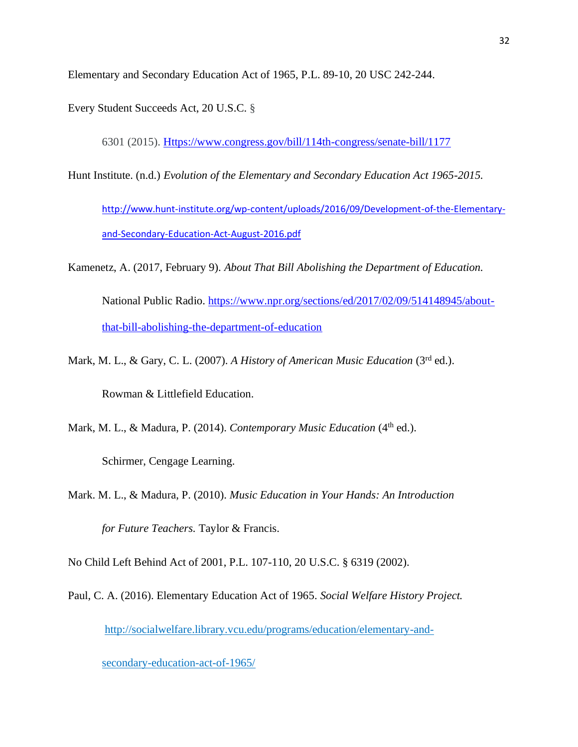Elementary and Secondary Education Act of 1965, P.L. 89-10, 20 USC 242-244.

Every Student Succeeds Act, 20 U.S.C. § 6301 (2015). Https://www.congress.gov/bill/114th-congress/senate-bill/1177

Hunt Institute. (n.d.) *Evolution of the Elementary and Secondary Education Act 1965-2015.* http://www.hunt-institute.org/wp-content/uploads/2016/09/Development-of-the-Elementary-and-Secondary-Education-Act-August-2016.pdf

Kamenetz, A. (2017, February 9). *About That Bill Abolishing the Department of Education.* National Public Radio. https://www.npr.org/sections/ed/2017/02/09/514148945/about-that-bill-abolishing-the-department-of-education

Mark, M. L., & Gary, C. L. (2007). *A History of American Music Education* (3rd ed.). Rowman & Littlefield Education.

Mark, M. L., & Madura, P. (2014). *Contemporary Music Education* (4th ed.). Schirmer, Cengage Learning.

Mark. M. L., & Madura, P. (2010). *Music Education in Your Hands: An Introduction for Future Teachers.* Taylor & Francis.

No Child Left Behind Act of 2001, P.L. 107-110, 20 U.S.C. § 6319 (2002).

Paul, C. A. (2016). Elementary Education Act of 1965. *Social Welfare History Project.* http://socialwelfare.library.vcu.edu/programs/education/elementary-and-secondary-education-act-of-1965/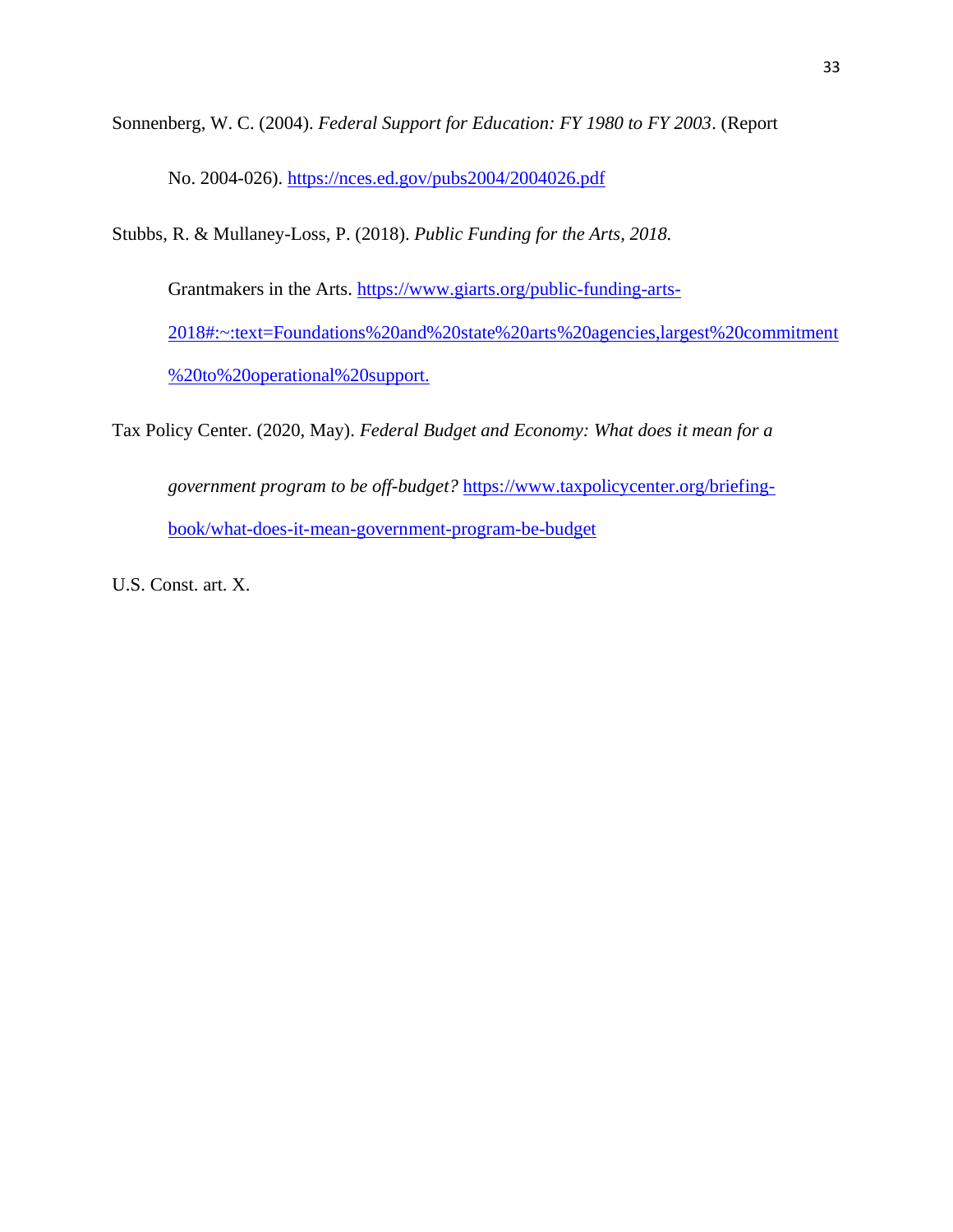Sonnenberg, W. C. (2004). *Federal Support for Education: FY 1980 to FY 2003*. (Report No. 2004-026). https://nces.ed.gov/pubs2004/2004026.pdf

Stubbs, R. & Mullaney-Loss, P. (2018). *Public Funding for the Arts, 2018.* Grantmakers in the Arts. https://www.giarts.org/public-funding-arts-2018#:~:text=Foundations%20and%20state%20arts%20agencies,largest%20commitment%20to%20operational%20support.

Tax Policy Center. (2020, May). *Federal Budget and Economy: What does it mean for a government program to be off-budget?* https://www.taxpolicycenter.org/briefing-book/what-does-it-mean-government-program-be-budget

U.S. Const. art. X.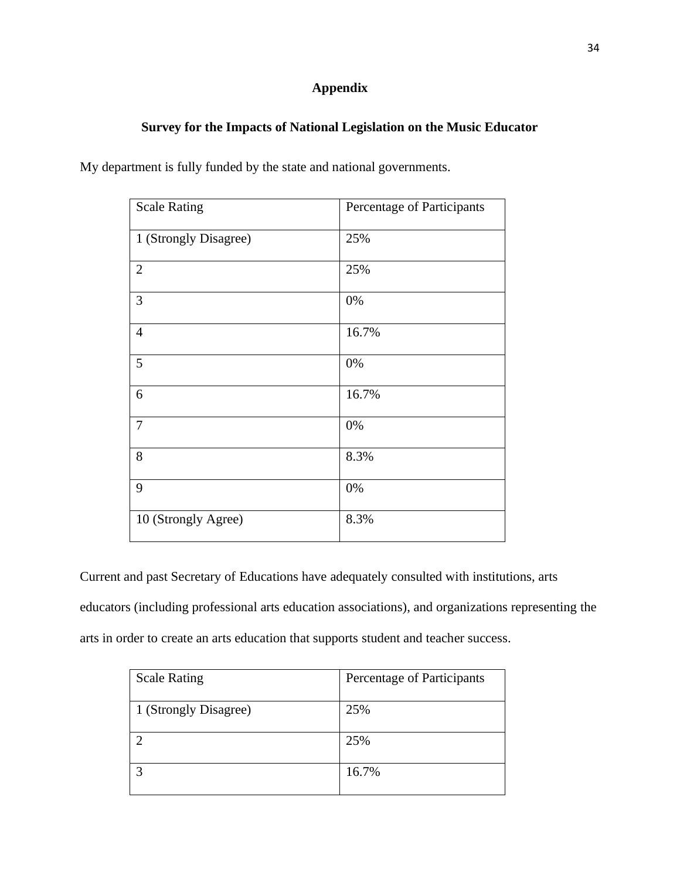# Appendix

## Survey for the Impacts of National Legislation on the Music Educator

My department is fully funded by the state and national governments.

| Scale Rating | Percentage of Participants |
|---|---|
| 1 (Strongly Disagree) | 25% |
| 2 | 25% |
| 3 | 0% |
| 4 | 16.7% |
| 5 | 0% |
| 6 | 16.7% |
| 7 | 0% |
| 8 | 8.3% |
| 9 | 0% |
| 10 (Strongly Agree) | 8.3% |

Current and past Secretary of Educations have adequately consulted with institutions, arts educators (including professional arts education associations), and organizations representing the arts in order to create an arts education that supports student and teacher success.

| Scale Rating | Percentage of Participants |
|---|---|
| 1 (Strongly Disagree) | 25% |
| 2 | 25% |
| 3 | 16.7% |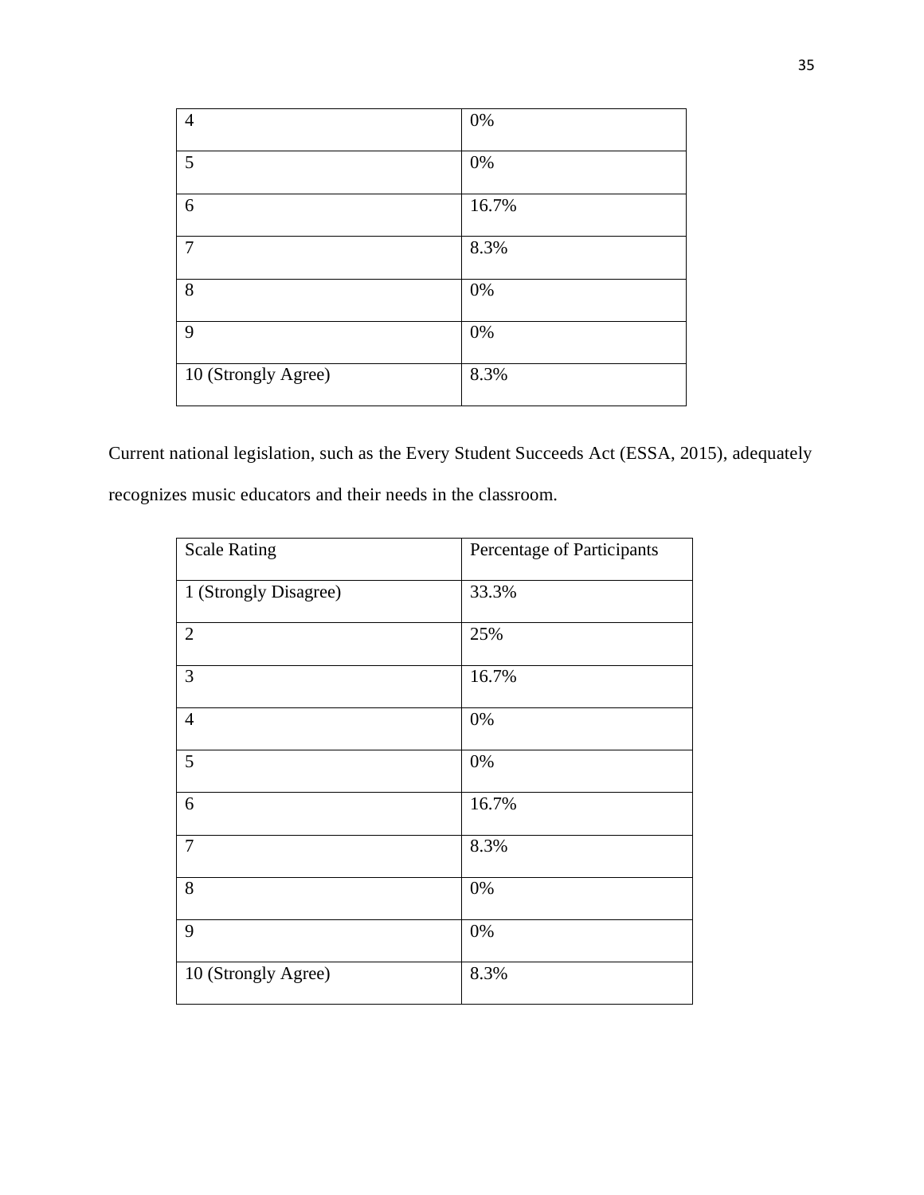| | |
|---|---|
| 4 | 0% |
| 5 | 0% |
| 6 | 16.7% |
| 7 | 8.3% |
| 8 | 0% |
| 9 | 0% |
| 10 (Strongly Agree) | 8.3% |

Current national legislation, such as the Every Student Succeeds Act (ESSA, 2015), adequately recognizes music educators and their needs in the classroom.

| Scale Rating | Percentage of Participants |
|---|---|
| 1 (Strongly Disagree) | 33.3% |
| 2 | 25% |
| 3 | 16.7% |
| 4 | 0% |
| 5 | 0% |
| 6 | 16.7% |
| 7 | 8.3% |
| 8 | 0% |
| 9 | 0% |
| 10 (Strongly Agree) | 8.3% |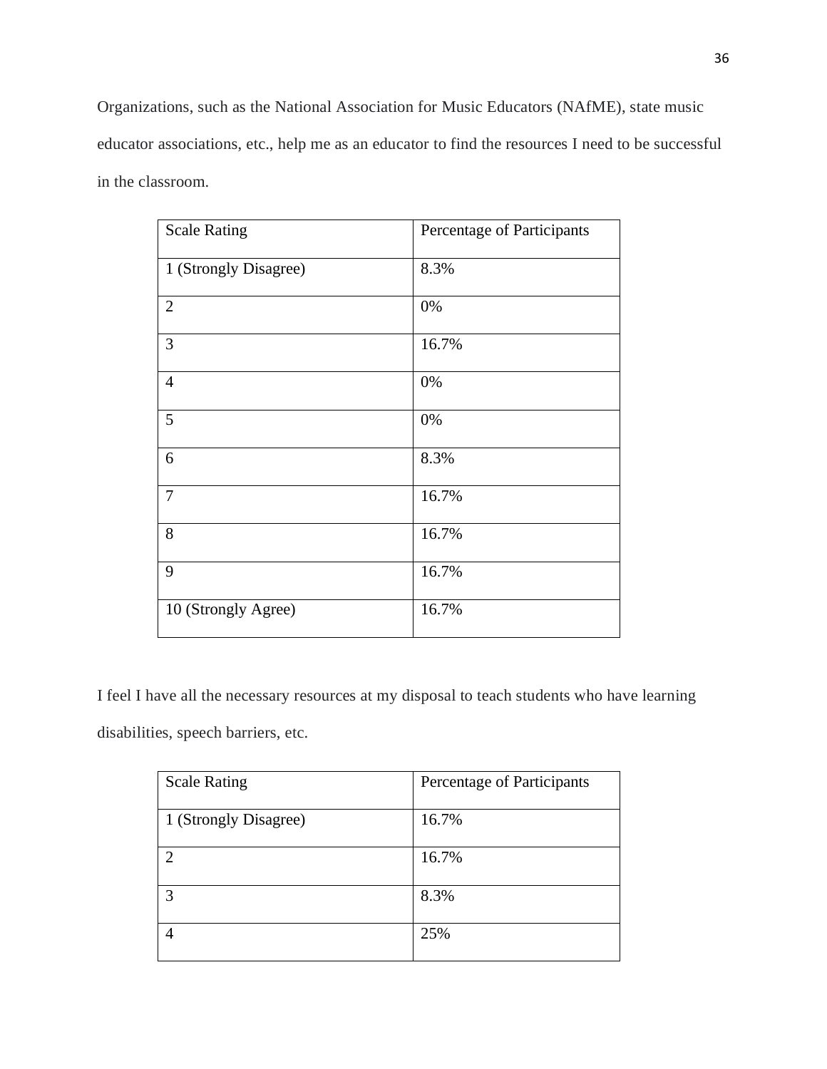Organizations, such as the National Association for Music Educators (NAfME), state music educator associations, etc., help me as an educator to find the resources I need to be successful in the classroom.

| Scale Rating | Percentage of Participants |
|---|---|
| 1 (Strongly Disagree) | 8.3% |
| 2 | 0% |
| 3 | 16.7% |
| 4 | 0% |
| 5 | 0% |
| 6 | 8.3% |
| 7 | 16.7% |
| 8 | 16.7% |
| 9 | 16.7% |
| 10 (Strongly Agree) | 16.7% |

I feel I have all the necessary resources at my disposal to teach students who have learning disabilities, speech barriers, etc.

| Scale Rating | Percentage of Participants |
|---|---|
| 1 (Strongly Disagree) | 16.7% |
| 2 | 16.7% |
| 3 | 8.3% |
| 4 | 25% |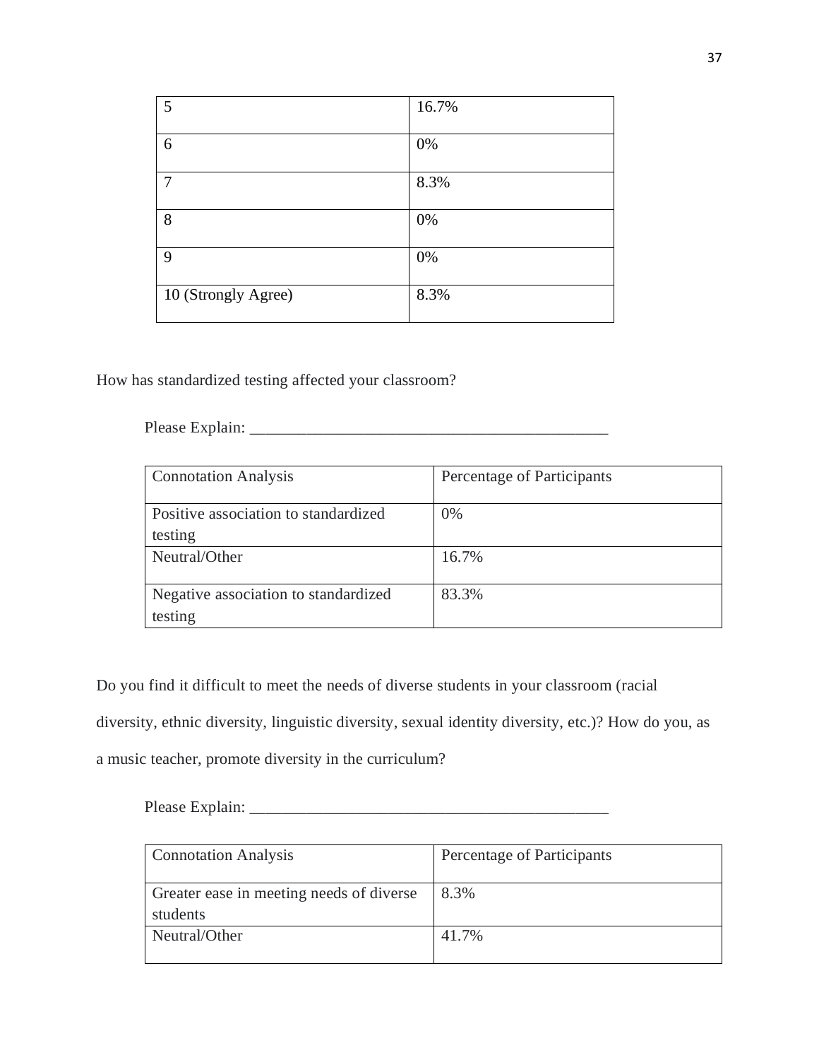| | |
|---|---|
| 5 | 16.7% |
| 6 | 0% |
| 7 | 8.3% |
| 8 | 0% |
| 9 | 0% |
| 10 (Strongly Agree) | 8.3% |

How has standardized testing affected your classroom?

Please Explain: _____________________________________________

| Connotation Analysis | Percentage of Participants |
|---|---|
| Positive association to standardized testing | 0% |
| Neutral/Other | 16.7% |
| Negative association to standardized testing | 83.3% |

Do you find it difficult to meet the needs of diverse students in your classroom (racial diversity, ethnic diversity, linguistic diversity, sexual identity diversity, etc.)? How do you, as a music teacher, promote diversity in the curriculum?

Please Explain: _____________________________________________

| Connotation Analysis | Percentage of Participants |
|---|---|
| Greater ease in meeting needs of diverse students | 8.3% |
| Neutral/Other | 41.7% |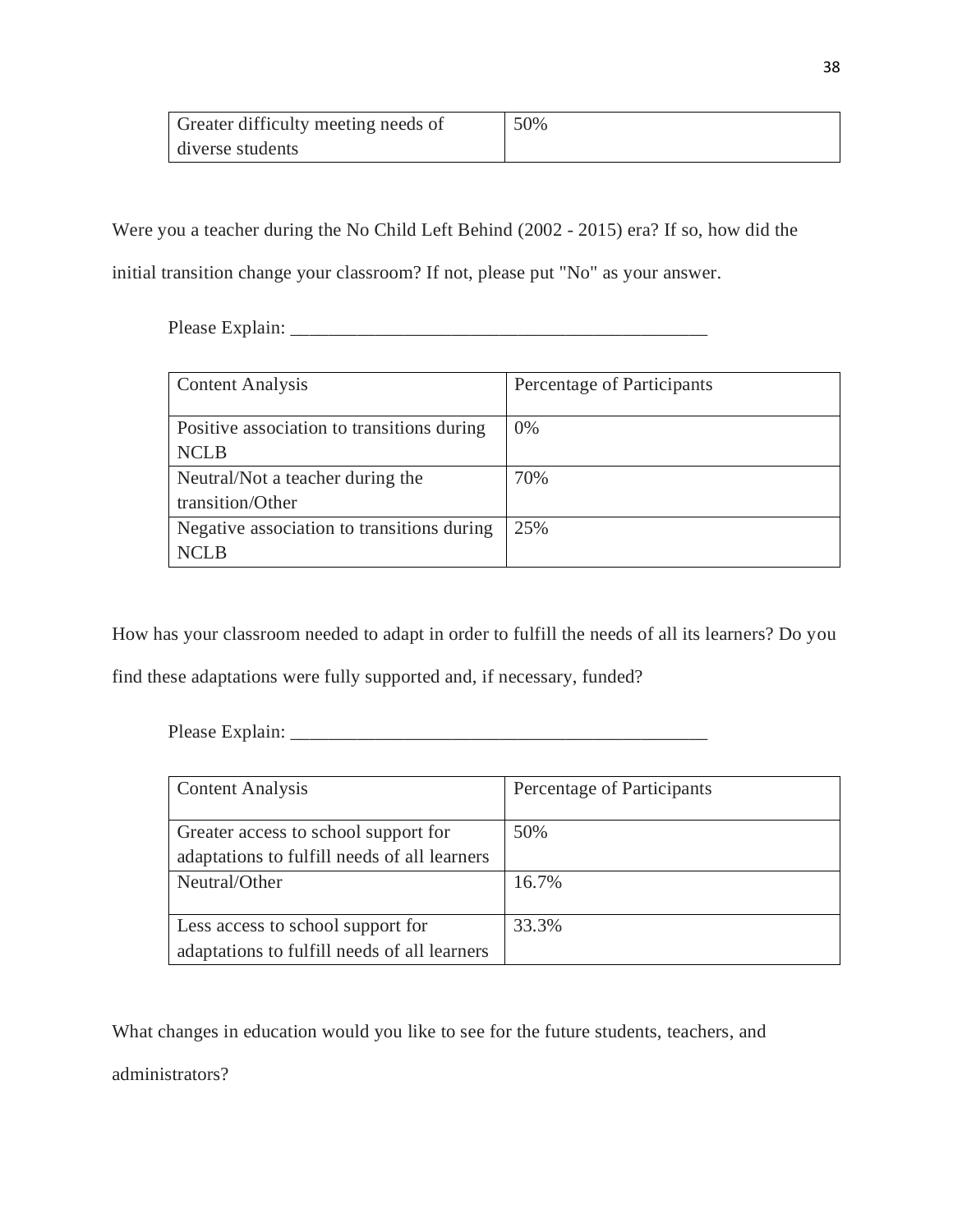| Greater difficulty meeting needs of diverse students | 50% |
|---|---|

Were you a teacher during the No Child Left Behind (2002 - 2015) era? If so, how did the initial transition change your classroom? If not, please put "No" as your answer.

Please Explain: ____________________________________________

| Content Analysis | Percentage of Participants |
|---|---|
| Positive association to transitions during NCLB | 0% |
| Neutral/Not a teacher during the transition/Other | 70% |
| Negative association to transitions during NCLB | 25% |

How has your classroom needed to adapt in order to fulfill the needs of all its learners? Do you find these adaptations were fully supported and, if necessary, funded?

Please Explain: ____________________________________________

| Content Analysis | Percentage of Participants |
|---|---|
| Greater access to school support for adaptations to fulfill needs of all learners | 50% |
| Neutral/Other | 16.7% |
| Less access to school support for adaptations to fulfill needs of all learners | 33.3% |

What changes in education would you like to see for the future students, teachers, and administrators?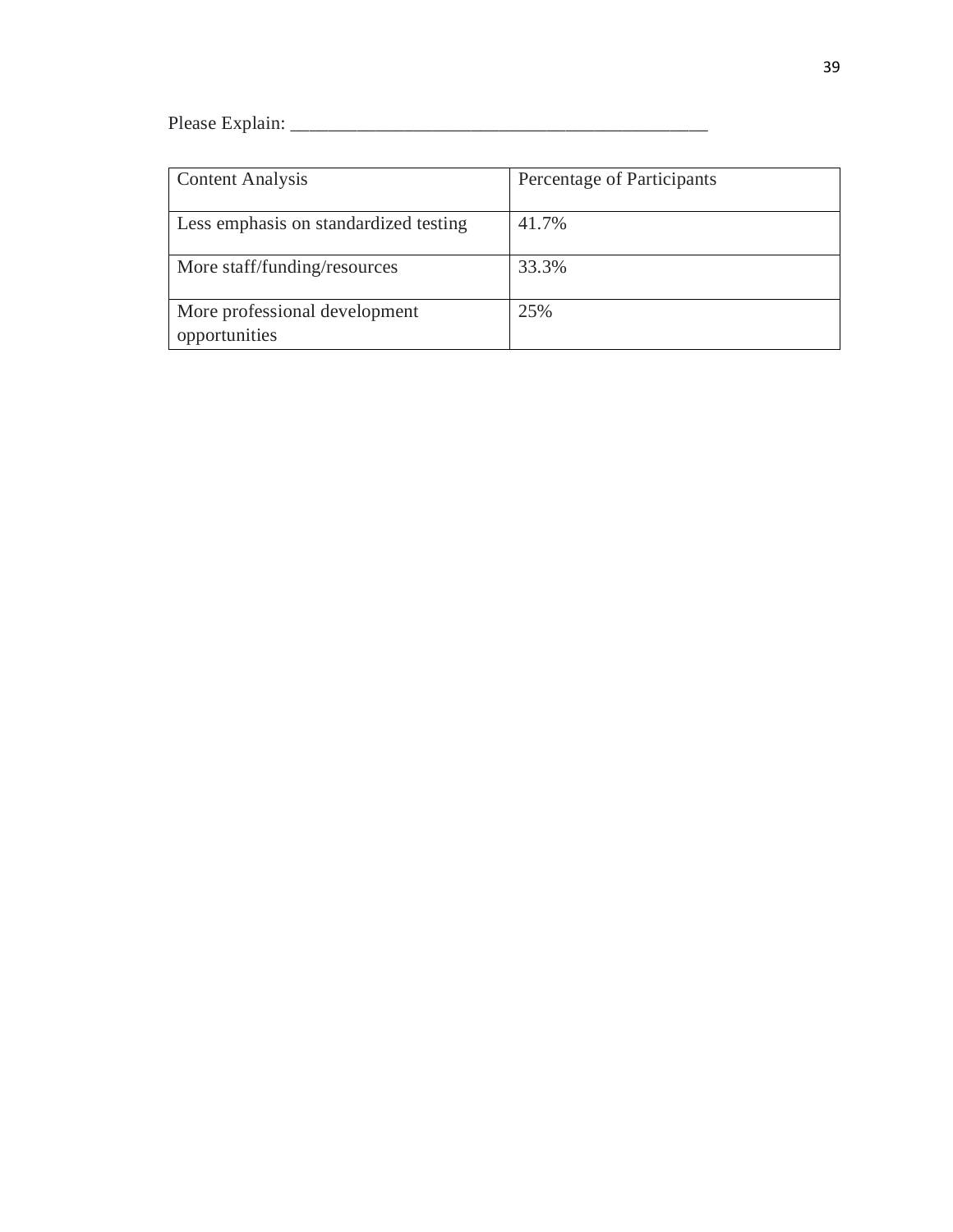Please Explain: ___________________________________________

| Content Analysis | Percentage of Participants |
| --- | --- |
| Less emphasis on standardized testing | 41.7% |
| More staff/funding/resources | 33.3% |
| More professional development opportunities | 25% |